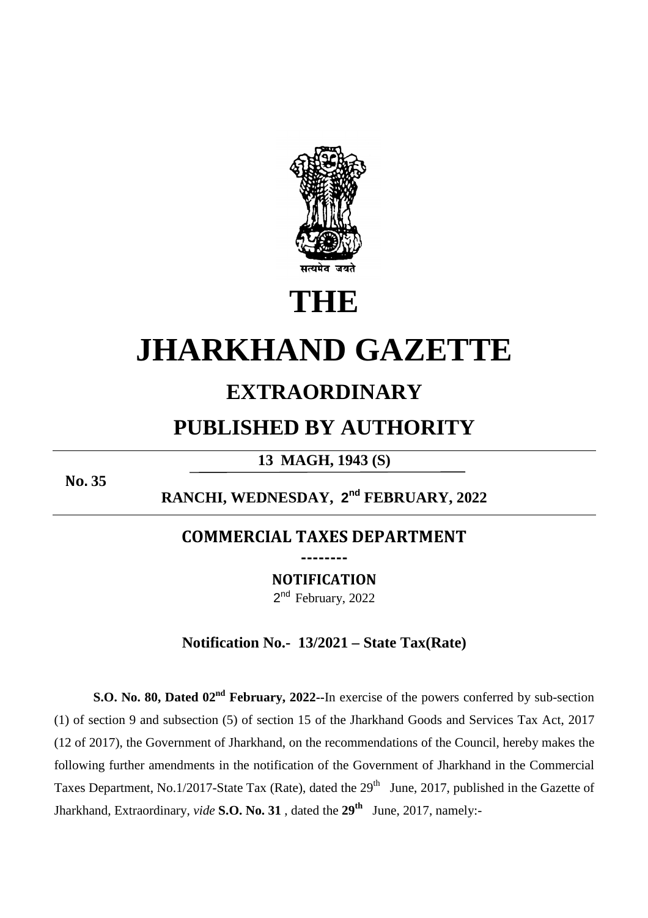सत्यमेव जयते

# THE

# JHARKHAND GAZETTE

## EXTRAORDINARY

## PUBLISHED BY AUTHORITY

**13 MAGH, 1943 (S)**

**No. 35**

**RANCHI, WEDNESDAY, 2nd FEBRUARY, 2022**

## COMMERCIAL TAXES DEPARTMENT

--------

**NOTIFICATION**

2nd February, 2022

**Notification No.- 13/2021 – State Tax(Rate)**

**S.O. No. 80, Dated 02nd February, 2022**--In exercise of the powers conferred by sub-section (1) of section 9 and subsection (5) of section 15 of the Jharkhand Goods and Services Tax Act, 2017 (12 of 2017), the Government of Jharkhand, on the recommendations of the Council, hereby makes the following further amendments in the notification of the Government of Jharkhand in the Commercial Taxes Department, No.1/2017-State Tax (Rate), dated the 29th June, 2017, published in the Gazette of Jharkhand, Extraordinary, *vide* **S.O. No. 31** , dated the **29th** June, 2017, namely:-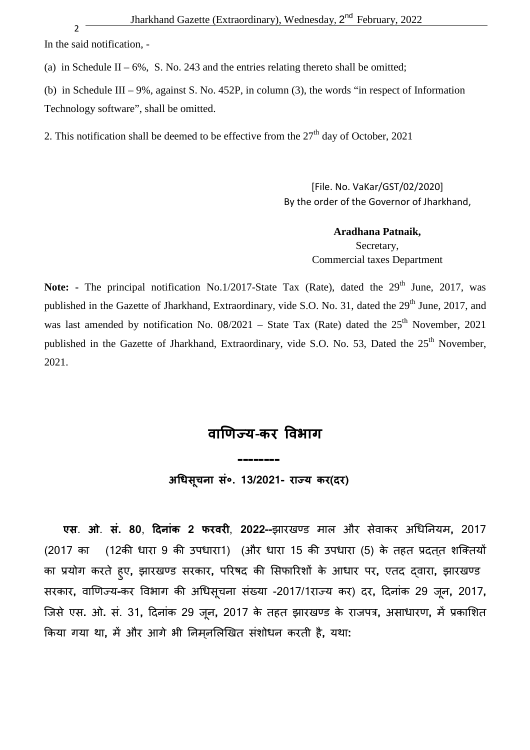In the said notification, -

(a) in Schedule II – 6%, S. No. 243 and the entries relating thereto shall be omitted;

(b) in Schedule III – 9%, against S. No. 452P, in column (3), the words "in respect of Information Technology software", shall be omitted.

2. This notification shall be deemed to be effective from the 27th day of October, 2021

[File. No. VaKar/GST/02/2020]
By the order of the Governor of Jharkhand,

**Aradhana Patnaik,**
Secretary,
Commercial taxes Department

**Note: -** The principal notification No.1/2017-State Tax (Rate), dated the 29th June, 2017, was published in the Gazette of Jharkhand, Extraordinary, vide S.O. No. 31, dated the 29th June, 2017, and was last amended by notification No. 08/2021 – State Tax (Rate) dated the 25th November, 2021 published in the Gazette of Jharkhand, Extraordinary, vide S.O. No. 53, Dated the 25th November, 2021.

# वाणिज्य-कर विभाग

--------

### अधिसूचना सं॰. 13/2021- राज्य कर(दर)

**एस. ओ. सं. 80, दिनांक 2 फरवरी, 2022--**झारखण्ड माल और सेवाकर अधिनियम, 2017 (2017 का (12की धारा 9 की उपधारा1) (और धारा 15 की उपधारा (5) के तहत प्रदत्त शक्तियों का प्रयोग करते हुए, झारखण्ड सरकार, परिषद की सिफारिशों के आधार पर, एतद द्वारा, झारखण्ड सरकार, वाणिज्य-कर विभाग की अधिसूचना संख्या -2017/1राज्य कर) दर, दिनांक 29 जून, 2017, जिसे एस. ओ. सं. 31, दिनांक 29 जून, 2017 के तहत झारखण्ड के राजपत्र, असाधारण, में प्रकाशित किया गया था, में और आगे भी निम्नलिखित संशोधन करती है, यथा: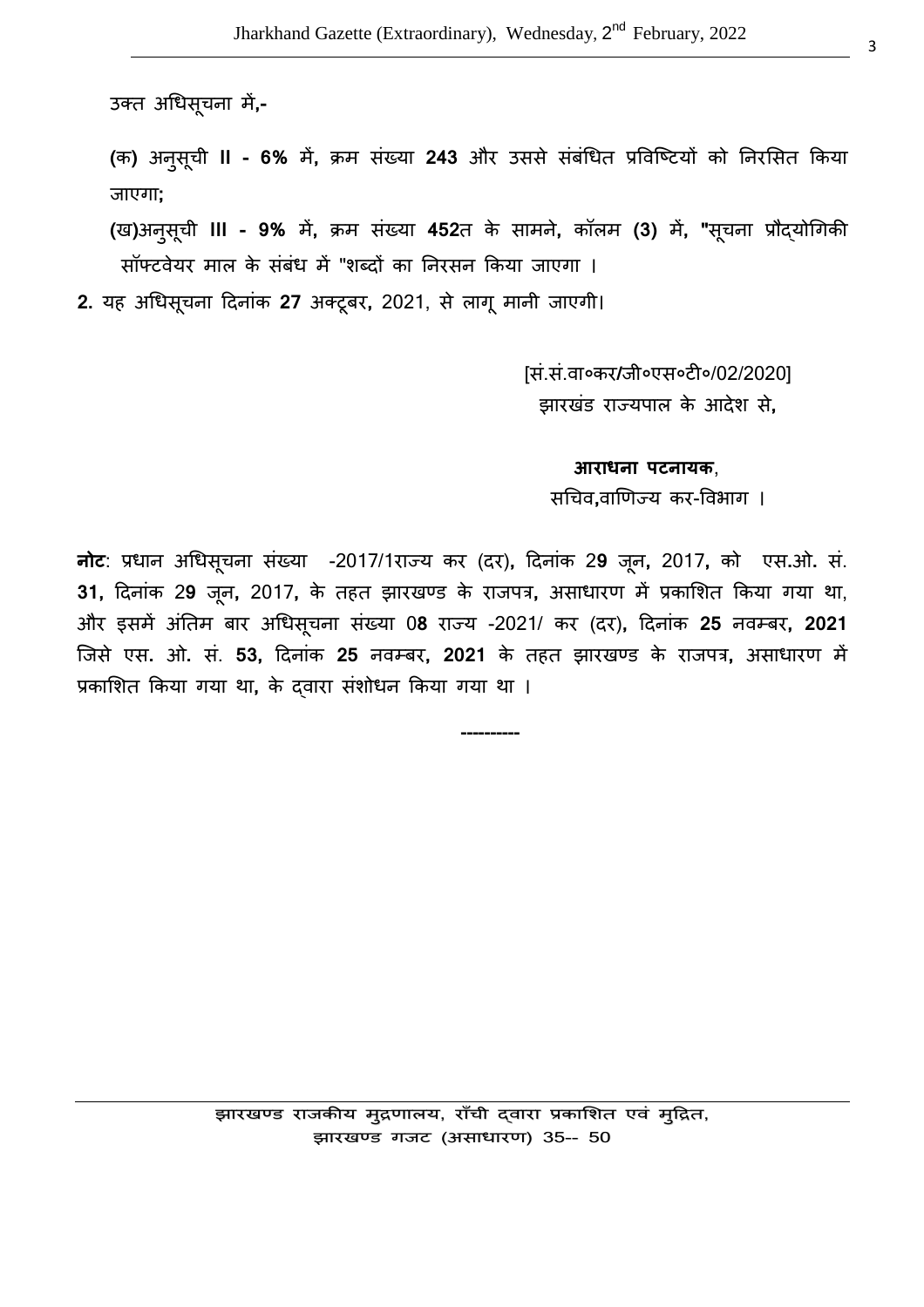उक्त अधिसूचना में,-

(क) अनुसूची **II - 6%** में, क्रम संख्या **243** और उससे संबंधित प्रविष्टियों को निरसित किया जाएगा;

(ख)अनुसूची **III - 9%** में, क्रम संख्या **452**त के सामने, कॉलम **(3)** में, "सूचना प्रौद्योगिकी सॉफ्टवेयर माल के संबंध में "शब्दों का निरसन किया जाएगा ।

**2.** यह अधिसूचना दिनांक **27** अक्टूबर, 2021, से लागू मानी जाएगी।

[सं.सं.वा०कर/जी०एस०टी०/02/2020]
झारखंड राज्यपाल के आदेश से,

**आराधना पटनायक**,
सचिव,वाणिज्य कर-विभाग ।

**नोट**: प्रधान अधिसूचना संख्या -2017/1राज्य कर (दर), दिनांक 2**9** जून, 2017, को एस.ओ. सं. **31**, दिनांक 2**9** जून, 2017, के तहत झारखण्ड के राजपत्र, असाधारण में प्रकाशित किया गया था, और इसमें अंतिम बार अधिसूचना संख्या 0**8** राज्य -2021/ कर (दर), दिनांक **25** नवम्बर, **2021** जिसे एस. ओ. सं. **53**, दिनांक **25** नवम्बर, **2021** के तहत झारखण्ड के राजपत्र, असाधारण में प्रकाशित किया गया था, के द्वारा संशोधन किया गया था ।

----------

झारखण्ड राजकीय मुद्रणालय, राँची द्वारा प्रकाशित एवं मुद्रित,
झारखण्ड गजट (असाधारण) 35-- 50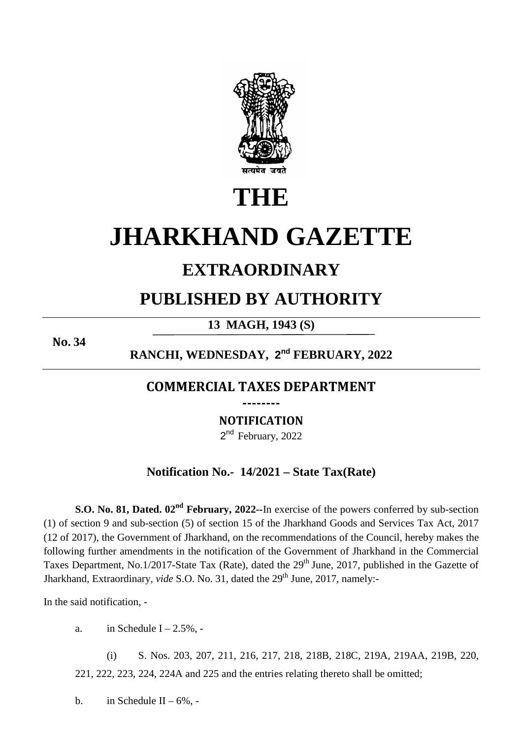सत्यमेव जयते

# THE

# JHARKHAND GAZETTE

## EXTRAORDINARY

## PUBLISHED BY AUTHORITY

**13 MAGH, 1943 (S)**

**No. 34**

**RANCHI, WEDNESDAY, 2nd FEBRUARY, 2022**

## COMMERCIAL TAXES DEPARTMENT

**--------**

**NOTIFICATION**

2nd February, 2022

### Notification No.- 14/2021 – State Tax(Rate)

**S.O. No. 81, Dated. 02nd February, 2022**--In exercise of the powers conferred by sub-section (1) of section 9 and sub-section (5) of section 15 of the Jharkhand Goods and Services Tax Act, 2017 (12 of 2017), the Government of Jharkhand, on the recommendations of the Council, hereby makes the following further amendments in the notification of the Government of Jharkhand in the Commercial Taxes Department, No.1/2017-State Tax (Rate), dated the 29th June, 2017, published in the Gazette of Jharkhand, Extraordinary, *vide* S.O. No. 31, dated the 29th June, 2017, namely:-

In the said notification, -

a. in Schedule I – 2.5%, -

(i) S. Nos. 203, 207, 211, 216, 217, 218, 218B, 218C, 219A, 219AA, 219B, 220, 221, 222, 223, 224, 224A and 225 and the entries relating thereto shall be omitted;

b. in Schedule II – 6%, -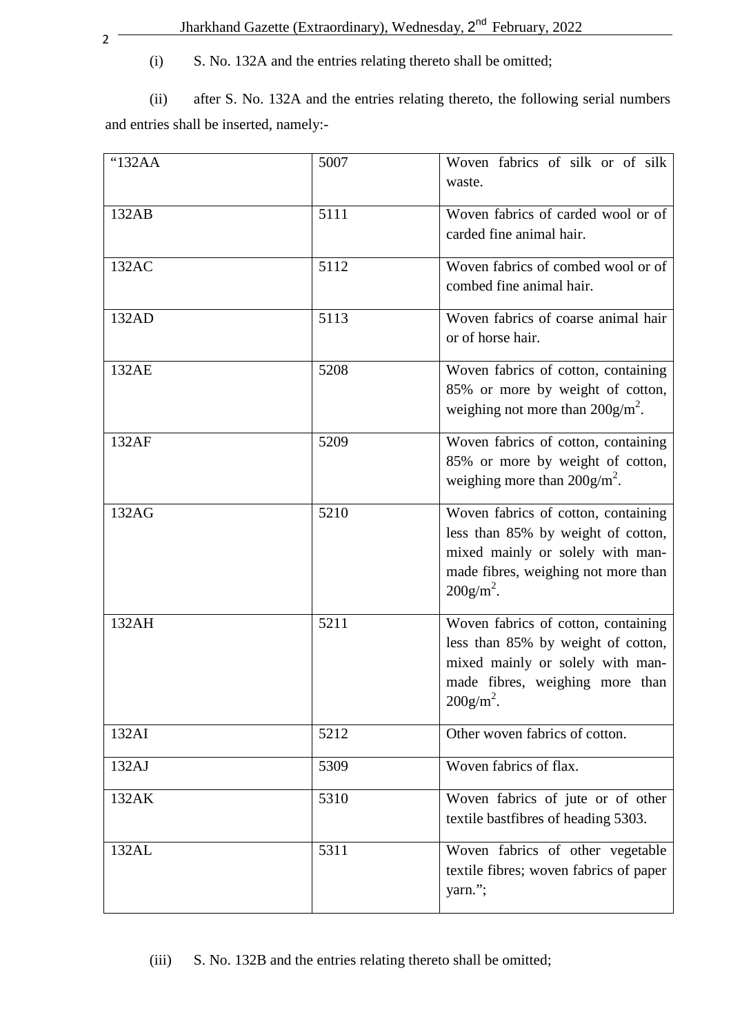(i) S. No. 132A and the entries relating thereto shall be omitted;

(ii) after S. No. 132A and the entries relating thereto, the following serial numbers and entries shall be inserted, namely:-

| | | |
|---|---|---|
| "132AA | 5007 | Woven fabrics of silk or of silk waste. |
| 132AB | 5111 | Woven fabrics of carded wool or of carded fine animal hair. |
| 132AC | 5112 | Woven fabrics of combed wool or of combed fine animal hair. |
| 132AD | 5113 | Woven fabrics of coarse animal hair or of horse hair. |
| 132AE | 5208 | Woven fabrics of cotton, containing 85% or more by weight of cotton, weighing not more than $200g/m^2$. |
| 132AF | 5209 | Woven fabrics of cotton, containing 85% or more by weight of cotton, weighing more than $200g/m^2$. |
| 132AG | 5210 | Woven fabrics of cotton, containing less than 85% by weight of cotton, mixed mainly or solely with man-made fibres, weighing not more than $200g/m^2$. |
| 132AH | 5211 | Woven fabrics of cotton, containing less than 85% by weight of cotton, mixed mainly or solely with man-made fibres, weighing more than $200g/m^2$. |
| 132AI | 5212 | Other woven fabrics of cotton. |
| 132AJ | 5309 | Woven fabrics of flax. |
| 132AK | 5310 | Woven fabrics of jute or of other textile bastfibres of heading 5303. |
| 132AL | 5311 | Woven fabrics of other vegetable textile fibres; woven fabrics of paper yarn."; |

(iii) S. No. 132B and the entries relating thereto shall be omitted;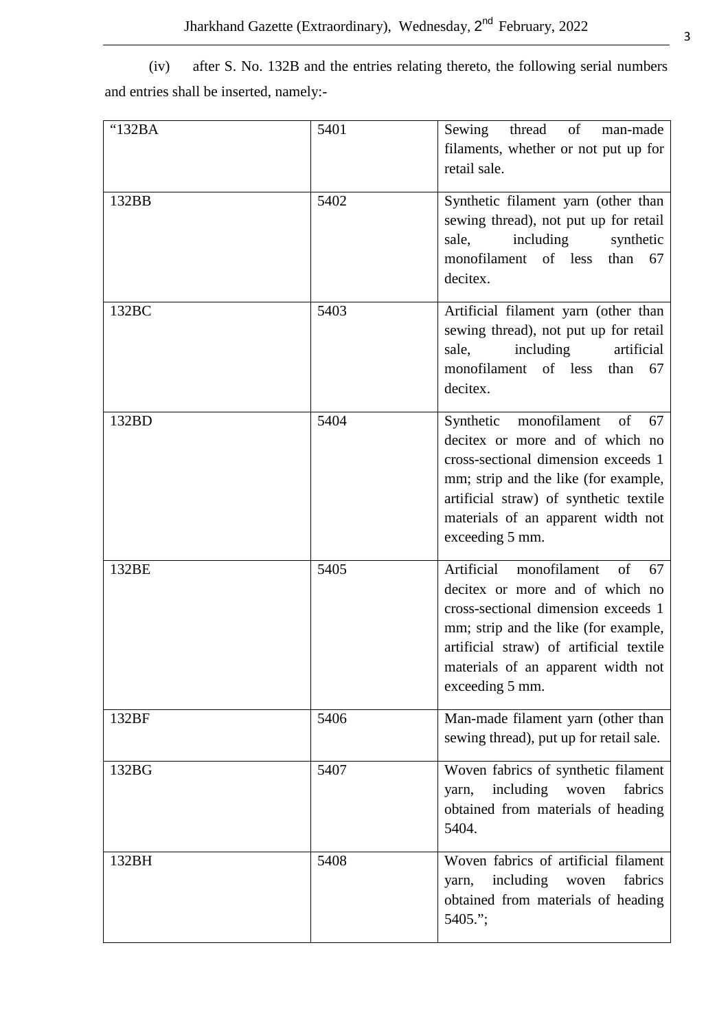(iv) after S. No. 132B and the entries relating thereto, the following serial numbers and entries shall be inserted, namely:-

| | | |
|---|---|---|
| "132BA | 5401 | Sewing thread of man-made filaments, whether or not put up for retail sale. |
| 132BB | 5402 | Synthetic filament yarn (other than sewing thread), not put up for retail sale, including synthetic monofilament of less than 67 decitex. |
| 132BC | 5403 | Artificial filament yarn (other than sewing thread), not put up for retail sale, including artificial monofilament of less than 67 decitex. |
| 132BD | 5404 | Synthetic monofilament of 67 decitex or more and of which no cross-sectional dimension exceeds 1 mm; strip and the like (for example, artificial straw) of synthetic textile materials of an apparent width not exceeding 5 mm. |
| 132BE | 5405 | Artificial monofilament of 67 decitex or more and of which no cross-sectional dimension exceeds 1 mm; strip and the like (for example, artificial straw) of artificial textile materials of an apparent width not exceeding 5 mm. |
| 132BF | 5406 | Man-made filament yarn (other than sewing thread), put up for retail sale. |
| 132BG | 5407 | Woven fabrics of synthetic filament yarn, including woven fabrics obtained from materials of heading 5404. |
| 132BH | 5408 | Woven fabrics of artificial filament yarn, including woven fabrics obtained from materials of heading 5405."; |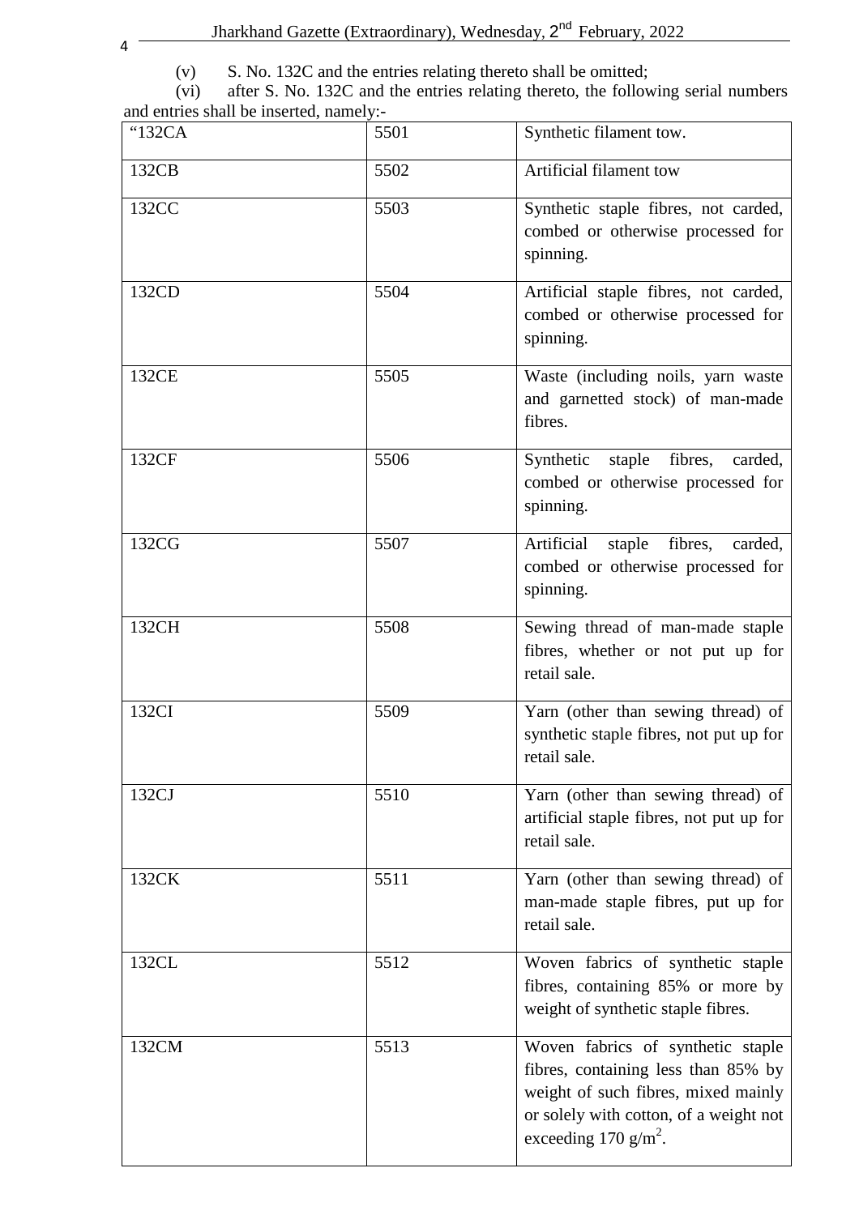(v) S. No. 132C and the entries relating thereto shall be omitted;

(vi) after S. No. 132C and the entries relating thereto, the following serial numbers and entries shall be inserted, namely:-

| | | |
|---|---|---|
| "132CA | 5501 | Synthetic filament tow. |
| 132CB | 5502 | Artificial filament tow |
| 132CC | 5503 | Synthetic staple fibres, not carded, combed or otherwise processed for spinning. |
| 132CD | 5504 | Artificial staple fibres, not carded, combed or otherwise processed for spinning. |
| 132CE | 5505 | Waste (including noils, yarn waste and garnetted stock) of man-made fibres. |
| 132CF | 5506 | Synthetic staple fibres, carded, combed or otherwise processed for spinning. |
| 132CG | 5507 | Artificial staple fibres, carded, combed or otherwise processed for spinning. |
| 132CH | 5508 | Sewing thread of man-made staple fibres, whether or not put up for retail sale. |
| 132CI | 5509 | Yarn (other than sewing thread) of synthetic staple fibres, not put up for retail sale. |
| 132CJ | 5510 | Yarn (other than sewing thread) of artificial staple fibres, not put up for retail sale. |
| 132CK | 5511 | Yarn (other than sewing thread) of man-made staple fibres, put up for retail sale. |
| 132CL | 5512 | Woven fabrics of synthetic staple fibres, containing 85% or more by weight of synthetic staple fibres. |
| 132CM | 5513 | Woven fabrics of synthetic staple fibres, containing less than 85% by weight of such fibres, mixed mainly or solely with cotton, of a weight not exceeding 170 $g/m^2$. |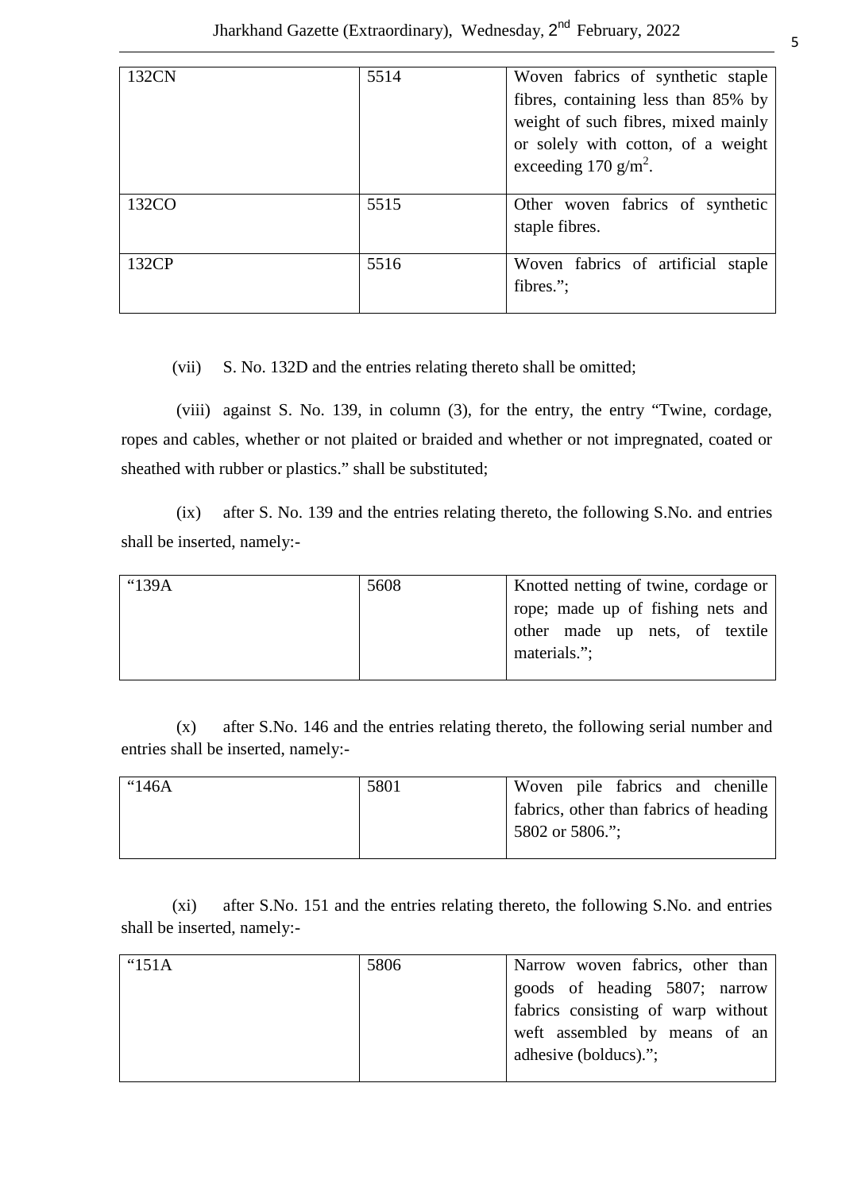| | | |
|---|---|---|
| 132CN | 5514 | Woven fabrics of synthetic staple fibres, containing less than 85% by weight of such fibres, mixed mainly or solely with cotton, of a weight exceeding 170 g/m$^2$. |
| 132CO | 5515 | Other woven fabrics of synthetic staple fibres. |
| 132CP | 5516 | Woven fabrics of artificial staple fibres."; |

(vii) S. No. 132D and the entries relating thereto shall be omitted;

(viii) against S. No. 139, in column (3), for the entry, the entry "Twine, cordage, ropes and cables, whether or not plaited or braided and whether or not impregnated, coated or sheathed with rubber or plastics." shall be substituted;

(ix) after S. No. 139 and the entries relating thereto, the following S.No. and entries shall be inserted, namely:-

| | | |
|---|---|---|
| "139A | 5608 | Knotted netting of twine, cordage or rope; made up of fishing nets and other made up nets, of textile materials."; |

(x) after S.No. 146 and the entries relating thereto, the following serial number and entries shall be inserted, namely:-

| | | |
|---|---|---|
| "146A | 5801 | Woven pile fabrics and chenille fabrics, other than fabrics of heading 5802 or 5806."; |

(xi) after S.No. 151 and the entries relating thereto, the following S.No. and entries shall be inserted, namely:-

| | | |
|---|---|---|
| "151A | 5806 | Narrow woven fabrics, other than goods of heading 5807; narrow fabrics consisting of warp without weft assembled by means of an adhesive (bolducs)."; |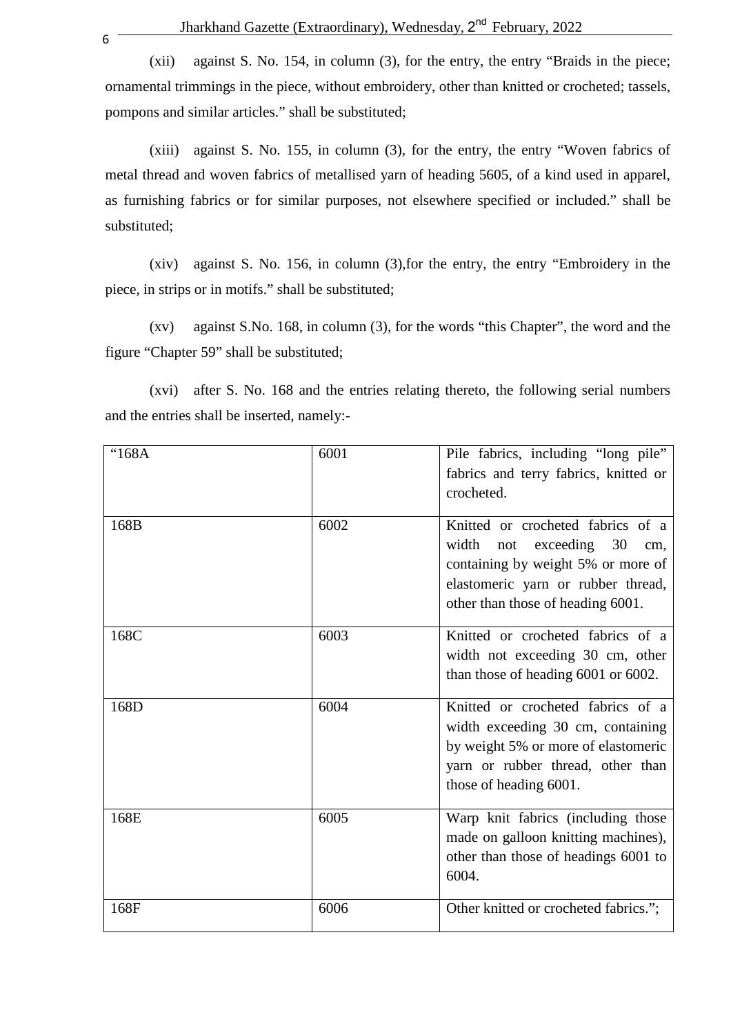(xii) against S. No. 154, in column (3), for the entry, the entry "Braids in the piece; ornamental trimmings in the piece, without embroidery, other than knitted or crocheted; tassels, pompons and similar articles." shall be substituted;

(xiii) against S. No. 155, in column (3), for the entry, the entry "Woven fabrics of metal thread and woven fabrics of metallised yarn of heading 5605, of a kind used in apparel, as furnishing fabrics or for similar purposes, not elsewhere specified or included." shall be substituted;

(xiv) against S. No. 156, in column (3),for the entry, the entry "Embroidery in the piece, in strips or in motifs." shall be substituted;

(xv) against S.No. 168, in column (3), for the words "this Chapter", the word and the figure "Chapter 59" shall be substituted;

(xvi) after S. No. 168 and the entries relating thereto, the following serial numbers and the entries shall be inserted, namely:-

| | | |
|---|---|---|
| "168A | 6001 | Pile fabrics, including "long pile" fabrics and terry fabrics, knitted or crocheted. |
| 168B | 6002 | Knitted or crocheted fabrics of a width not exceeding 30 cm, containing by weight 5% or more of elastomeric yarn or rubber thread, other than those of heading 6001. |
| 168C | 6003 | Knitted or crocheted fabrics of a width not exceeding 30 cm, other than those of heading 6001 or 6002. |
| 168D | 6004 | Knitted or crocheted fabrics of a width exceeding 30 cm, containing by weight 5% or more of elastomeric yarn or rubber thread, other than those of heading 6001. |
| 168E | 6005 | Warp knit fabrics (including those made on galloon knitting machines), other than those of headings 6001 to 6004. |
| 168F | 6006 | Other knitted or crocheted fabrics."; |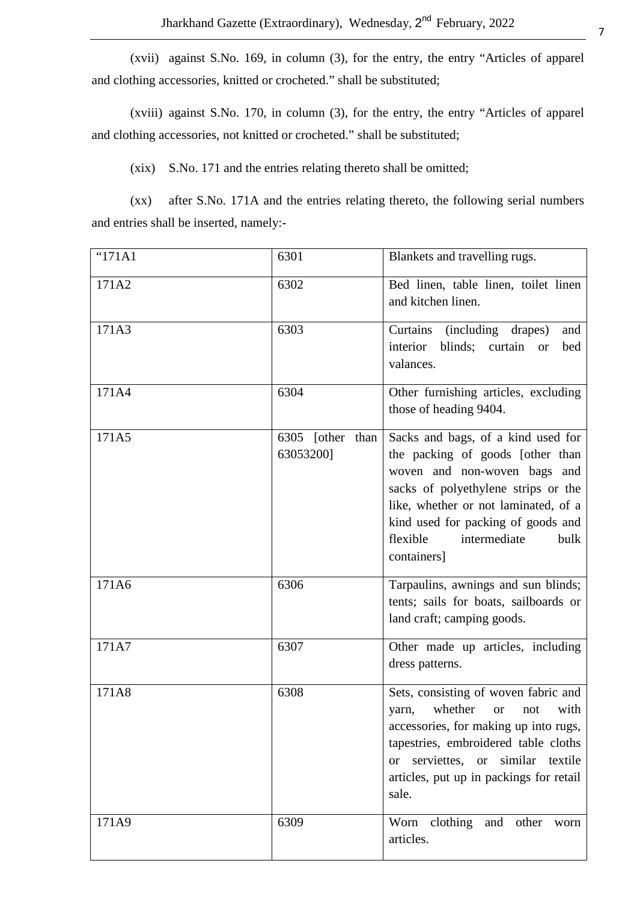(xvii) against S.No. 169, in column (3), for the entry, the entry "Articles of apparel and clothing accessories, knitted or crocheted." shall be substituted;

(xviii) against S.No. 170, in column (3), for the entry, the entry "Articles of apparel and clothing accessories, not knitted or crocheted." shall be substituted;

(xix) S.No. 171 and the entries relating thereto shall be omitted;

(xx) after S.No. 171A and the entries relating thereto, the following serial numbers and entries shall be inserted, namely:-

| | | |
|---|---|---|
| "171A1 | 6301 | Blankets and travelling rugs. |
| 171A2 | 6302 | Bed linen, table linen, toilet linen and kitchen linen. |
| 171A3 | 6303 | Curtains (including drapes) and interior blinds; curtain or bed valances. |
| 171A4 | 6304 | Other furnishing articles, excluding those of heading 9404. |
| 171A5 | 6305 [other than 63053200] | Sacks and bags, of a kind used for the packing of goods [other than woven and non-woven bags and sacks of polyethylene strips or the like, whether or not laminated, of a kind used for packing of goods and flexible intermediate bulk containers] |
| 171A6 | 6306 | Tarpaulins, awnings and sun blinds; tents; sails for boats, sailboards or land craft; camping goods. |
| 171A7 | 6307 | Other made up articles, including dress patterns. |
| 171A8 | 6308 | Sets, consisting of woven fabric and yarn, whether or not with accessories, for making up into rugs, tapestries, embroidered table cloths or serviettes, or similar textile articles, put up in packings for retail sale. |
| 171A9 | 6309 | Worn clothing and other worn articles. |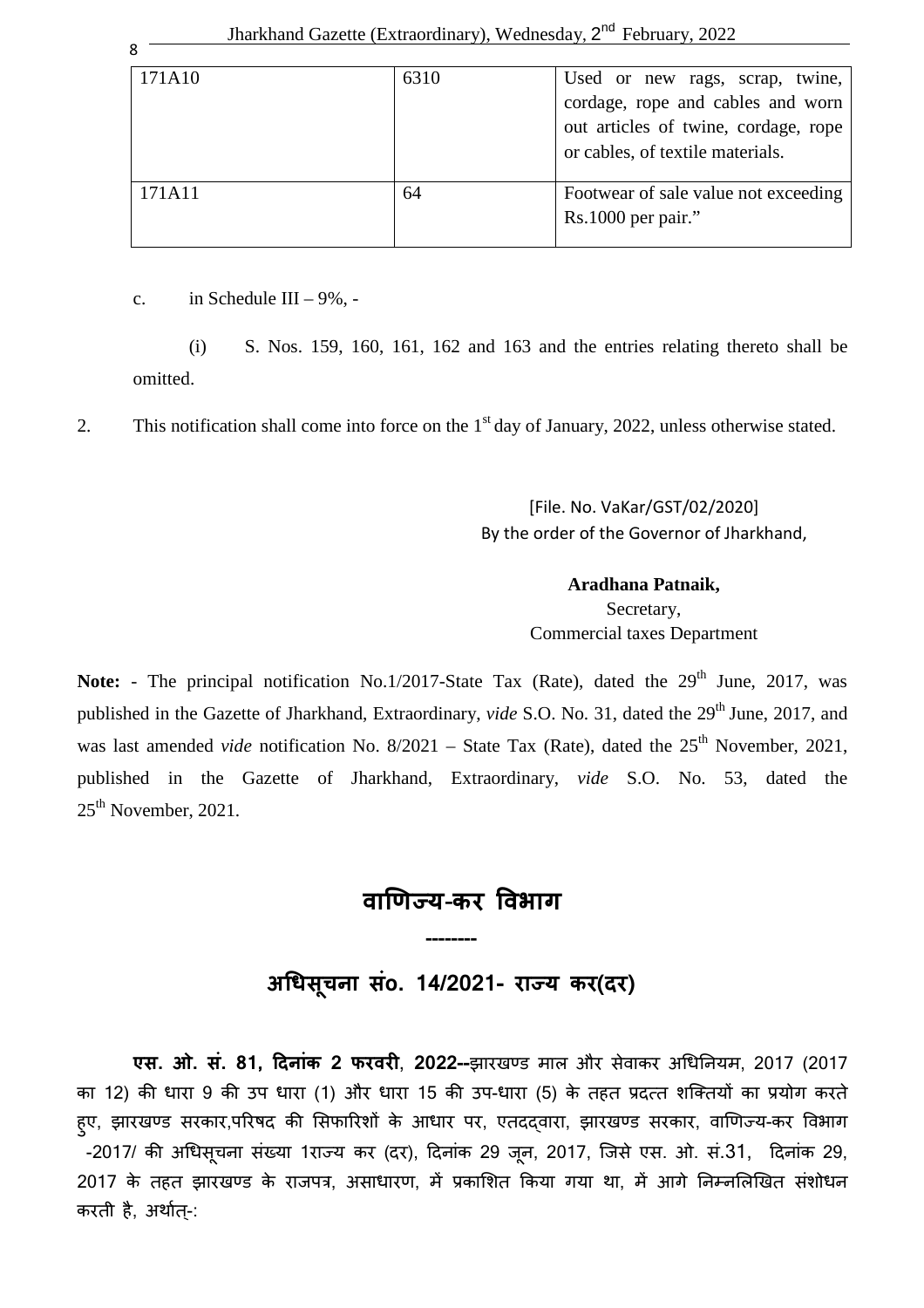| | | |
|---|---|---|
| 171A10 | 6310 | Used or new rags, scrap, twine, cordage, rope and cables and worn out articles of twine, cordage, rope or cables, of textile materials. |
| 171A11 | 64 | Footwear of sale value not exceeding Rs.1000 per pair.” |

c. in Schedule III – 9%, -

(i) S. Nos. 159, 160, 161, 162 and 163 and the entries relating thereto shall be omitted.

2. This notification shall come into force on the 1st day of January, 2022, unless otherwise stated.

[File. No. VaKar/GST/02/2020]
By the order of the Governor of Jharkhand,

**Aradhana Patnaik,**
Secretary,
Commercial taxes Department

**Note:** - The principal notification No.1/2017-State Tax (Rate), dated the 29th June, 2017, was published in the Gazette of Jharkhand, Extraordinary, *vide* S.O. No. 31, dated the 29th June, 2017, and was last amended *vide* notification No. 8/2021 – State Tax (Rate), dated the 25th November, 2021, published in the Gazette of Jharkhand, Extraordinary, *vide* S.O. No. 53, dated the 25th November, 2021.

# वाणिज्य-कर विभाग

--------

## अधिसूचना संo. 14/2021- राज्य कर(दर)

**एस. ओ. सं. 81, दिनांक 2 फरवरी, 2022--**झारखण्ड माल और सेवाकर अधिनियम, 2017 (2017 का 12) की धारा 9 की उप धारा (1) और धारा 15 की उप-धारा (5) के तहत प्रदत्त शक्तियों का प्रयोग करते हुए, झारखण्ड सरकार,परिषद की सिफारिशों के आधार पर, एतदद्वारा, झारखण्ड सरकार, वाणिज्य-कर विभाग -2017/ की अधिसूचना संख्या 1राज्य कर (दर), दिनांक 29 जून, 2017, जिसे एस. ओ. सं.31, दिनांक 29, 2017 के तहत झारखण्ड के राजपत्र, असाधारण, में प्रकाशित किया गया था, में आगे निम्नलिखित संशोधन करती है, अर्थात्-: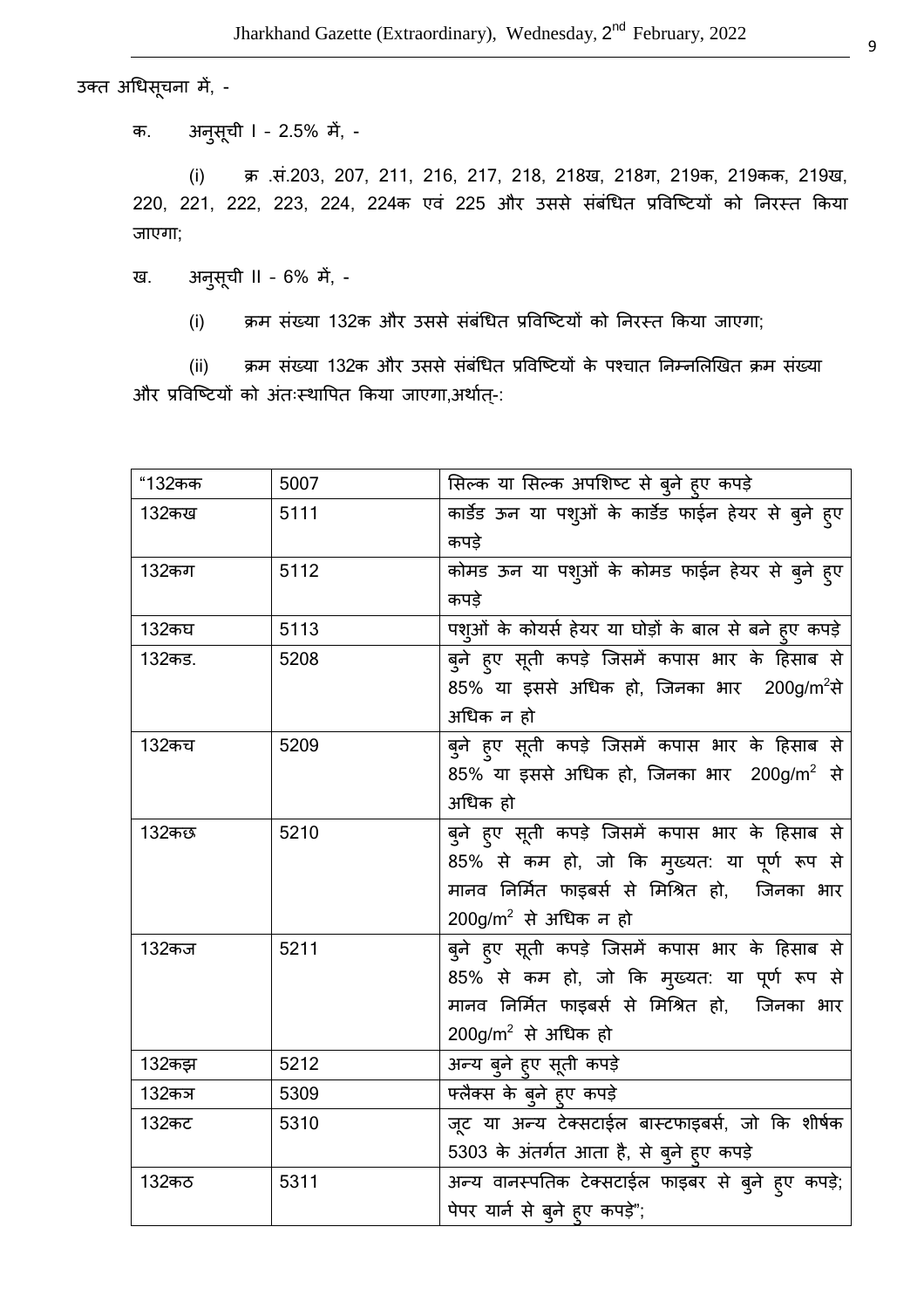उक्त अधिसूचना में, -

क. अनुसूची I - 2.5% में, -

(i) क्र .सं.203, 207, 211, 216, 217, 218, 218ख, 218ग, 219क, 219कक, 219ख, 220, 221, 222, 223, 224, 224क एवं 225 और उससे संबंधित प्रविष्टियों को निरस्त किया जाएगा;

ख. अनुसूची II - 6% में, -

(i) क्रम संख्या 132क और उससे संबंधित प्रविष्टियों को निरस्त किया जाएगा;

(ii) क्रम संख्या 132क और उससे संबंधित प्रविष्टियों के पश्चात निम्नलिखित क्रम संख्या और प्रविष्टियों को अंतःस्थापित किया जाएगा,अर्थात्-:

| | | |
|---|---|---|
| "132कक | 5007 | सिल्क या सिल्क अपशिष्ट से बुने हुए कपड़े |
| 132कख | 5111 | कार्डेड ऊन या पशुओं के कार्डेड फाईन हेयर से बुने हुए कपड़े |
| 132कग | 5112 | कोमड ऊन या पशुओं के कोमड फाईन हेयर से बुने हुए कपड़े |
| 132कघ | 5113 | पशुओं के कोयर्स हेयर या घोड़ों के बाल से बने हुए कपड़े |
| 132कङ. | 5208 | बुने हुए सूती कपड़े जिसमें कपास भार के हिसाब से 85% या इससे अधिक हो, जिनका भार 200g/m$^2$से अधिक न हो |
| 132कच | 5209 | बुने हुए सूती कपड़े जिसमें कपास भार के हिसाब से 85% या इससे अधिक हो, जिनका भार 200g/m$^2$ से अधिक हो |
| 132कछ | 5210 | बुने हुए सूती कपड़े जिसमें कपास भार के हिसाब से 85% से कम हो, जो कि मुख्यतः या पूर्ण रूप से मानव निर्मित फाइबर्स से मिश्रित हो, जिनका भार 200g/m$^2$ से अधिक न हो |
| 132कज | 5211 | बुने हुए सूती कपड़े जिसमें कपास भार के हिसाब से 85% से कम हो, जो कि मुख्यतः या पूर्ण रूप से मानव निर्मित फाइबर्स से मिश्रित हो, जिनका भार 200g/m$^2$ से अधिक हो |
| 132कझ | 5212 | अन्य बुने हुए सूती कपड़े |
| 132कञ | 5309 | फ्लैक्स के बुने हुए कपड़े |
| 132कट | 5310 | जूट या अन्य टेक्सटाईल बास्टफाइबर्स, जो कि शीर्षक 5303 के अंतर्गत आता है, से बुने हुए कपड़े |
| 132कठ | 5311 | अन्य वानस्पतिक टेक्सटाईल फाइबर से बुने हुए कपड़े; पेपर यार्न से बुने हुए कपड़े"; |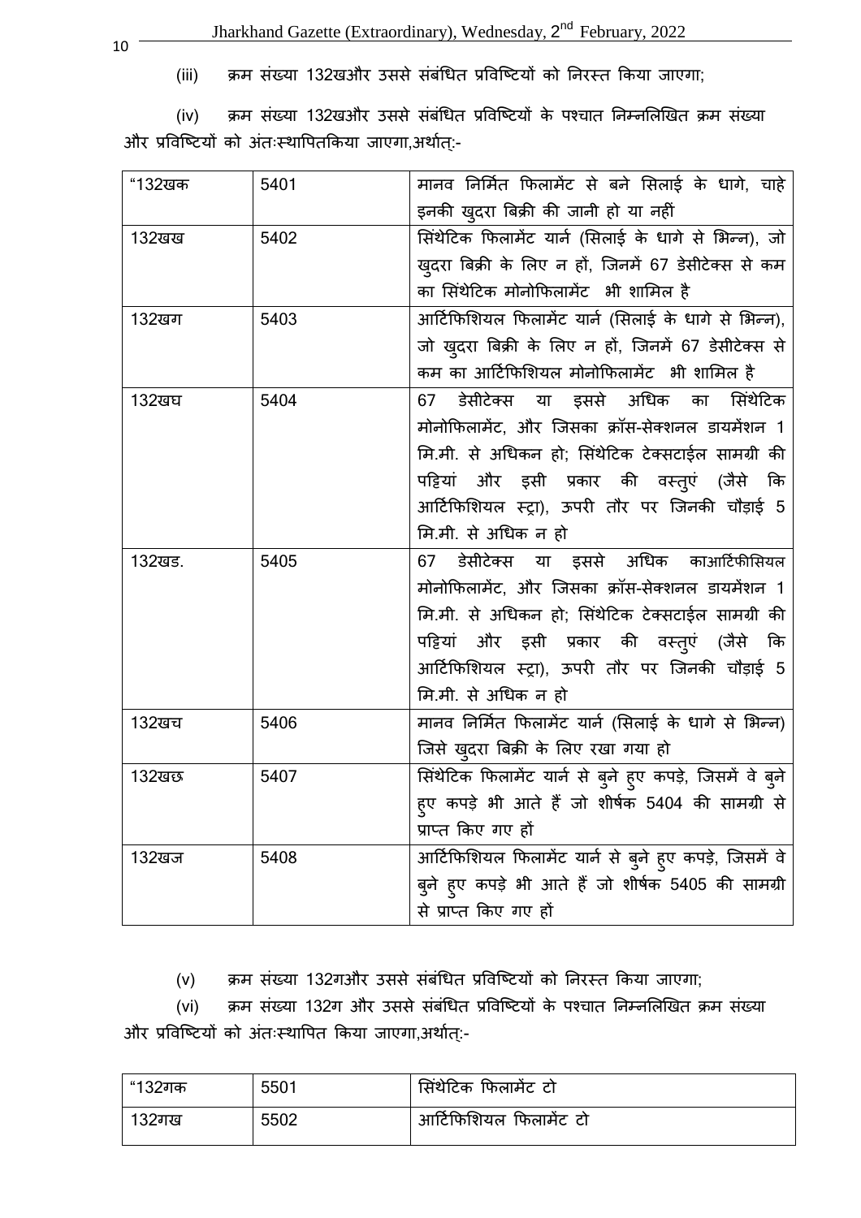(iii) क्रम संख्या 132खऔर उससे संबंधित प्रविष्टियों को निरस्त किया जाएगा;

(iv) क्रम संख्या 132खऔर उससे संबंधित प्रविष्टियों के पश्चात निम्नलिखित क्रम संख्या और प्रविष्टियों को अंतःस्थापितकिया जाएगा,अर्थात्:-

| | | |
|---|---|---|
| "132खक | 5401 | मानव निर्मित फिलामेंट से बने सिलाई के धागे, चाहे इनकी खुदरा बिक्री की जानी हो या नहीं |
| 132खख | 5402 | सिंथेटिक फिलामेंट यार्न (सिलाई के धागे से भिन्न), जो खुदरा बिक्री के लिए न हों, जिनमें 67 डेसीटेक्स से कम का सिंथेटिक मोनोफिलामेंट भी शामिल है |
| 132खग | 5403 | आर्टिफिशियल फिलामेंट यार्न (सिलाई के धागे से भिन्न), जो खुदरा बिक्री के लिए न हों, जिनमें 67 डेसीटेक्स से कम का आर्टिफिशियल मोनोफिलामेंट भी शामिल है |
| 132खघ | 5404 | 67 डेसीटेक्स या इससे अधिक का सिंथेटिक मोनोफिलामेंट, और जिसका क्रॉस-सेक्शनल डायमेंशन 1 मि.मी. से अधिकन हो; सिंथेटिक टेक्सटाईल सामग्री की पट्टियां और इसी प्रकार की वस्तुएं (जैसे कि आर्टिफिशियल स्ट्रा), ऊपरी तौर पर जिनकी चौड़ाई 5 मि.मी. से अधिक न हो |
| 132खङ. | 5405 | 67 डेसीटेक्स या इससे अधिक काआर्टिफीसियल मोनोफिलामेंट, और जिसका क्रॉस-सेक्शनल डायमेंशन 1 मि.मी. से अधिकन हो; सिंथेटिक टेक्सटाईल सामग्री की पट्टियां और इसी प्रकार की वस्तुएं (जैसे कि आर्टिफिशियल स्ट्रा), ऊपरी तौर पर जिनकी चौड़ाई 5 मि.मी. से अधिक न हो |
| 132खच | 5406 | मानव निर्मित फिलामेंट यार्न (सिलाई के धागे से भिन्न) जिसे खुदरा बिक्री के लिए रखा गया हो |
| 132खछ | 5407 | सिंथेटिक फिलामेंट यार्न से बुने हुए कपड़े, जिसमें वे बुने हुए कपड़े भी आते हैं जो शीर्षक 5404 की सामग्री से प्राप्त किए गए हों |
| 132खज | 5408 | आर्टिफिशियल फिलामेंट यार्न से बुने हुए कपड़े, जिसमें वे बुने हुए कपड़े भी आते हैं जो शीर्षक 5405 की सामग्री से प्राप्त किए गए हों |

(v) क्रम संख्या 132गऔर उससे संबंधित प्रविष्टियों को निरस्त किया जाएगा;

(vi) क्रम संख्या 132ग और उससे संबंधित प्रविष्टियों के पश्चात निम्नलिखित क्रम संख्या और प्रविष्टियों को अंतःस्थापित किया जाएगा,अर्थात्:-

| | | |
|---|---|---|
| "132गक | 5501 | सिंथेटिक फिलामेंट टो |
| 132गख | 5502 | आर्टिफिशियल फिलामेंट टो |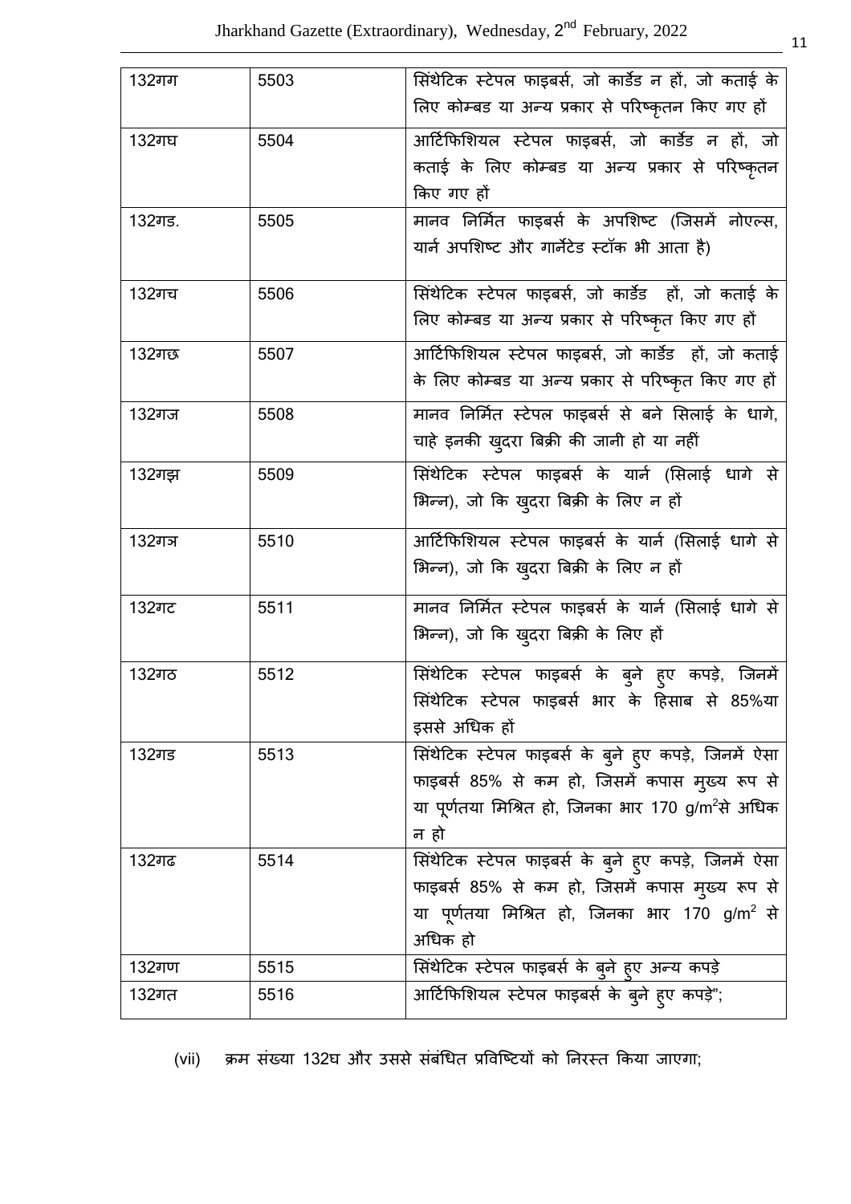| 132गग | 5503 | सिंथेटिक स्टेपल फाइबर्स, जो कार्डेड न हों, जो कताई के लिए कोम्बड या अन्य प्रकार से परिष्कृतन किए गए हों |
|---|---|---|
| 132गघ | 5504 | आर्टिफिशियल स्टेपल फाइबर्स, जो कार्डेड न हों, जो कताई के लिए कोम्बड या अन्य प्रकार से परिष्कृतन किए गए हों |
| 132गङ. | 5505 | मानव निर्मित फाइबर्स के अपशिष्ट (जिसमें नोएल्स, यार्न अपशिष्ट और गार्नेटेड स्टॉक भी आता है) |
| 132गच | 5506 | सिंथेटिक स्टेपल फाइबर्स, जो कार्डेड हों, जो कताई के लिए कोम्बड या अन्य प्रकार से परिष्कृत किए गए हों |
| 132गछ | 5507 | आर्टिफिशियल स्टेपल फाइबर्स, जो कार्डेड हों, जो कताई के लिए कोम्बड या अन्य प्रकार से परिष्कृत किए गए हों |
| 132गज | 5508 | मानव निर्मित स्टेपल फाइबर्स से बने सिलाई के धागे, चाहे इनकी खुदरा बिक्री की जानी हो या नहीं |
| 132गझ | 5509 | सिंथेटिक स्टेपल फाइबर्स के यार्न (सिलाई धागे से भिन्न), जो कि खुदरा बिक्री के लिए न हों |
| 132गञ | 5510 | आर्टिफिशियल स्टेपल फाइबर्स के यार्न (सिलाई धागे से भिन्न), जो कि खुदरा बिक्री के लिए न हों |
| 132गट | 5511 | मानव निर्मित स्टेपल फाइबर्स के यार्न (सिलाई धागे से भिन्न), जो कि खुदरा बिक्री के लिए हों |
| 132गठ | 5512 | सिंथेटिक स्टेपल फाइबर्स के बुने हुए कपड़े, जिनमें सिंथेटिक स्टेपल फाइबर्स भार के हिसाब से 85%या इससे अधिक हों |
| 132गड | 5513 | सिंथेटिक स्टेपल फाइबर्स के बुने हुए कपड़े, जिनमें ऐसा फाइबर्स 85% से कम हो, जिसमें कपास मुख्य रूप से या पूर्णतया मिश्रित हो, जिनका भार 170 $g/m^2$से अधिक न हो |
| 132गढ | 5514 | सिंथेटिक स्टेपल फाइबर्स के बुने हुए कपड़े, जिनमें ऐसा फाइबर्स 85% से कम हो, जिसमें कपास मुख्य रूप से या पूर्णतया मिश्रित हो, जिनका भार 170 $g/m^2$ से अधिक हो |
| 132गण | 5515 | सिंथेटिक स्टेपल फाइबर्स के बुने हुए अन्य कपड़े |
| 132गत | 5516 | आर्टिफिशियल स्टेपल फाइबर्स के बुने हुए कपड़े"; |

(vii) क्रम संख्या 132घ और उससे संबंधित प्रविष्टियों को निरस्त किया जाएगा;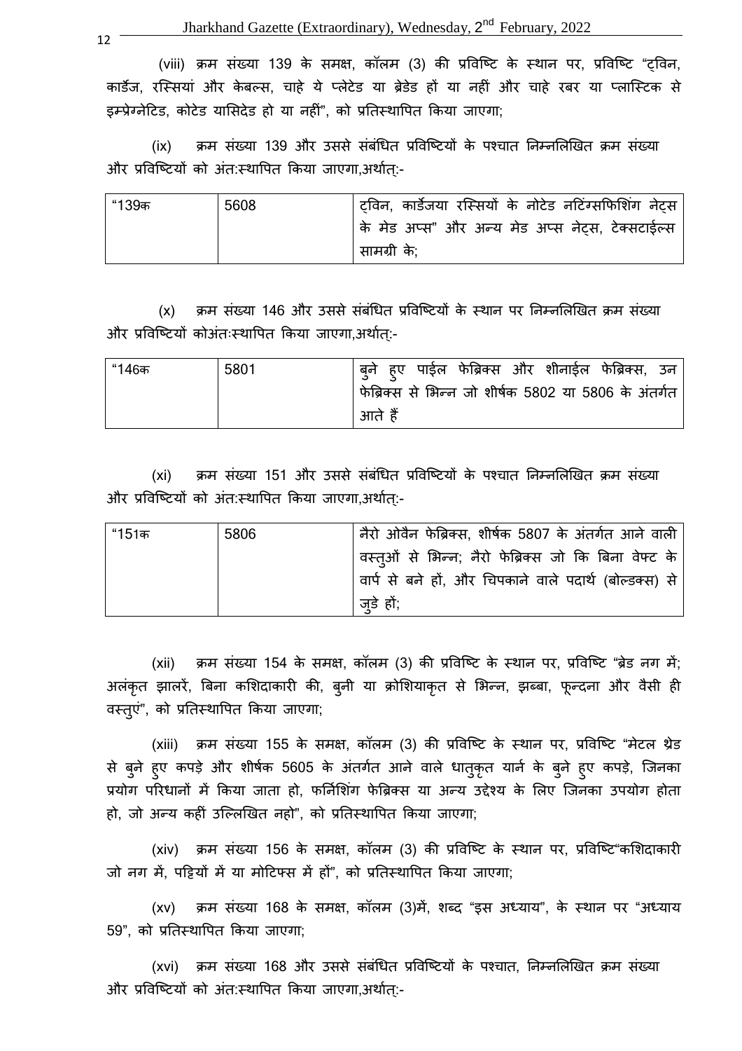(viii) क्रम संख्या 139 के समक्ष, कॉलम (3) की प्रविष्टि के स्थान पर, प्रविष्टि "ट्विन, कार्डेज, रस्सियां और केबल्स, चाहे ये प्लेटेड या ब्रेडेड हों या नहीं और चाहे रबर या प्लास्टिक से इम्प्रेग्नेटिड, कोटेड यासिदेड हो या नहीं", को प्रतिस्थापित किया जाएगा;

(ix) क्रम संख्या 139 और उससे संबंधित प्रविष्टियों के पश्चात निम्नलिखित क्रम संख्या और प्रविष्टियों को अंत:स्थापित किया जाएगा,अर्थात्:-

| | | |
|---|---|---|
| "139क | 5608 | ट्विन, कार्डेजया रस्सियों के नोटेड नटिंग्सफिशिंग नेट्स के मेड अप्स" और अन्य मेड अप्स नेट्स, टेक्सटाईल्स सामग्री के; |

(x) क्रम संख्या 146 और उससे संबंधित प्रविष्टियों के स्थान पर निम्नलिखित क्रम संख्या और प्रविष्टियों कोअंतःस्थापित किया जाएगा,अर्थात्:-

| | | |
|---|---|---|
| "146क | 5801 | बुने हुए पाईल फेब्रिक्स और शीनाईल फेब्रिक्स, उन फेब्रिक्स से भिन्न जो शीर्षक 5802 या 5806 के अंतर्गत आते हैं |

(xi) क्रम संख्या 151 और उससे संबंधित प्रविष्टियों के पश्चात निम्नलिखित क्रम संख्या और प्रविष्टियों को अंत:स्थापित किया जाएगा,अर्थात्:-

| | | |
|---|---|---|
| "151क | 5806 | नैरो ओवैन फेब्रिक्स, शीर्षक 5807 के अंतर्गत आने वाली वस्तुओं से भिन्न; नैरो फेब्रिक्स जो कि बिना वेफ्ट के वार्प से बने हों, और चिपकाने वाले पदार्थ (बोल्डक्स) से जुडे हों; |

(xii) क्रम संख्या 154 के समक्ष, कॉलम (3) की प्रविष्टि के स्थान पर, प्रविष्टि "ब्रेड नग में; अलंकृत झालरें, बिना कशिदाकारी की, बुनी या क्रोशियाकृत से भिन्न, झब्बा, फून्दना और वैसी ही वस्तुएं", को प्रतिस्थापित किया जाएगा;

(xiii) क्रम संख्या 155 के समक्ष, कॉलम (3) की प्रविष्टि के स्थान पर, प्रविष्टि "मेटल थ्रेड से बुने हुए कपड़े और शीर्षक 5605 के अंतर्गत आने वाले धातुकृत यार्न के बुने हुए कपड़े, जिनका प्रयोग परिधानों में किया जाता हो, फर्निशिंग फेब्रिक्स या अन्य उद्देश्य के लिए जिनका उपयोग होता हो, जो अन्य कहीं उल्लिखित नहो", को प्रतिस्थापित किया जाएगा;

(xiv) क्रम संख्या 156 के समक्ष, कॉलम (3) की प्रविष्टि के स्थान पर, प्रविष्टि"कशिदाकारी जो नग में, पट्टियों में या मोटिफ्स में हों", को प्रतिस्थापित किया जाएगा;

(xv) क्रम संख्या 168 के समक्ष, कॉलम (3)में, शब्द "इस अध्याय", के स्थान पर "अध्याय 59", को प्रतिस्थापित किया जाएगा;

(xvi) क्रम संख्या 168 और उससे संबंधित प्रविष्टियों के पश्चात, निम्नलिखित क्रम संख्या और प्रविष्टियों को अंत:स्थापित किया जाएगा,अर्थात्:-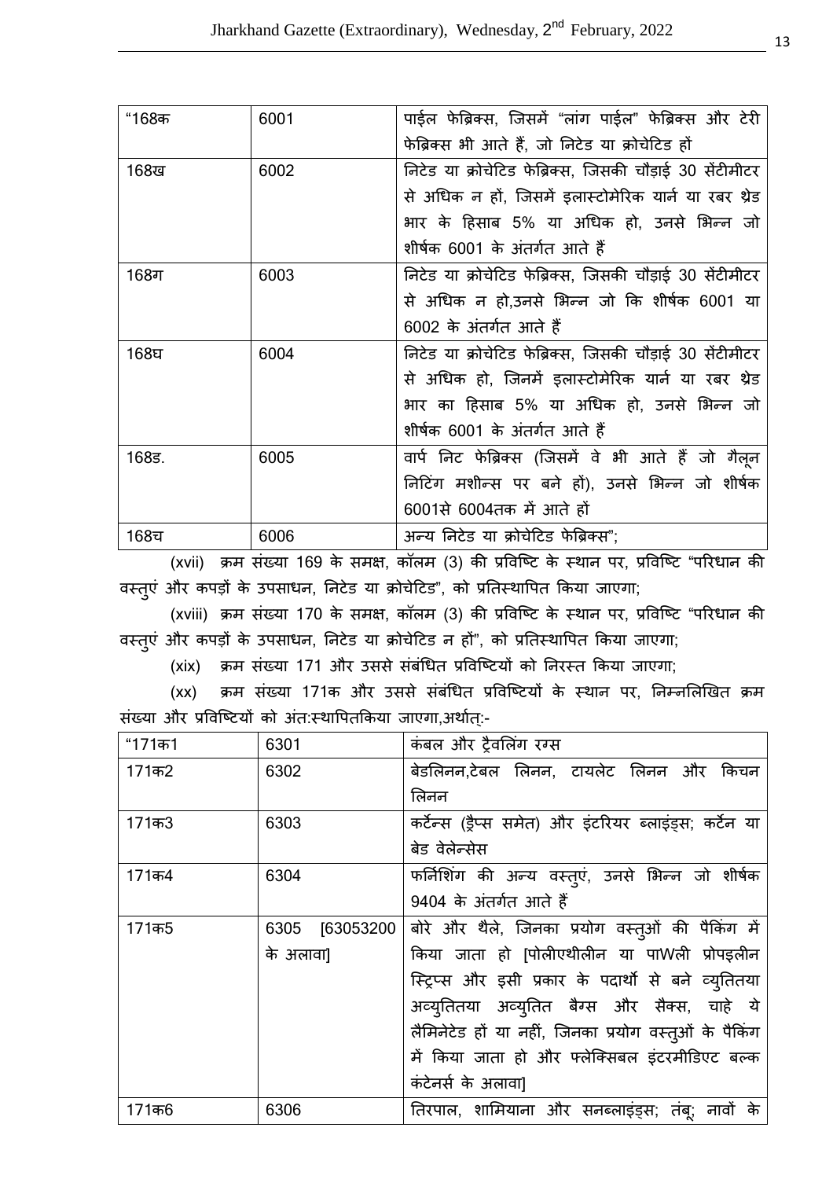| | | |
|---|---|---|
| “168क | 6001 | पाईल फेब्रिक्स, जिसमें “लांग पाईल” फेब्रिक्स और टेरी फेब्रिक्स भी आते हैं, जो निटेड या क्रोचेटिड हों |
| 168ख | 6002 | निटेड या क्रोचेटिड फेब्रिक्स, जिसकी चौड़ाई 30 सेंटीमीटर से अधिक न हों, जिसमें इलास्टोमेरिक यार्न या रबर थ्रेड भार के हिसाब 5% या अधिक हो, उनसे भिन्न जो शीर्षक 6001 के अंतर्गत आते हैं |
| 168ग | 6003 | निटेड या क्रोचेटिड फेब्रिक्स, जिसकी चौड़ाई 30 सेंटीमीटर से अधिक न हो,उनसे भिन्न जो कि शीर्षक 6001 या 6002 के अंतर्गत आते हैं |
| 168घ | 6004 | निटेड या क्रोचेटिड फेब्रिक्स, जिसकी चौड़ाई 30 सेंटीमीटर से अधिक हो, जिनमें इलास्टोमेरिक यार्न या रबर थ्रेड भार का हिसाब 5% या अधिक हो, उनसे भिन्न जो शीर्षक 6001 के अंतर्गत आते हैं |
| 168ङ. | 6005 | वार्प निट फेब्रिक्स (जिसमें वे भी आते हैं जो गैलून निटिंग मशीन्स पर बने हों), उनसे भिन्न जो शीर्षक 6001से 6004तक में आते हों |
| 168च | 6006 | अन्य निटेड या क्रोचेटिड फेब्रिक्स”; |

(xvii) क्रम संख्या 169 के समक्ष, कॉलम (3) की प्रविष्टि के स्थान पर, प्रविष्टि “परिधान की वस्तुएं और कपड़ों के उपसाधन, निटेड या क्रोचेटिड”, को प्रतिस्थापित किया जाएगा;

(xviii) क्रम संख्या 170 के समक्ष, कॉलम (3) की प्रविष्टि के स्थान पर, प्रविष्टि “परिधान की वस्तुएं और कपड़ों के उपसाधन, निटेड या क्रोचेटिड न हों”, को प्रतिस्थापित किया जाएगा;

(xix) क्रम संख्या 171 और उससे संबंधित प्रविष्टियों को निरस्त किया जाएगा;

(xx) क्रम संख्या 171क और उससे संबंधित प्रविष्टियों के स्थान पर, निम्नलिखित क्रम संख्या और प्रविष्टियों को अंत:स्थापितकिया जाएगा,अर्थात्:-

| | | |
|---|---|---|
| “171क1 | 6301 | कंबल और ट्रैवलिंग रग्स |
| 171क2 | 6302 | बेडलिनन,टेबल लिनन, टायलेट लिनन और किचन लिनन |
| 171क3 | 6303 | कर्टेन्स (ड्रैप्स समेत) और इंटरियर ब्लाइंड्स; कर्टेन या बेड वेलेन्सेस |
| 171क4 | 6304 | फर्निशिंग की अन्य वस्तुएं, उनसे भिन्न जो शीर्षक 9404 के अंतर्गत आते हैं |
| 171क5 | 6305 [63053200 के अलावा] | बोरे और थैले, जिनका प्रयोग वस्तुओं की पैकिंग में किया जाता हो [पोलीएथीलीन या पाWली प्रोपइलीन स्ट्रिप्स और इसी प्रकार के पदार्थो से बने व्युतितया अव्युतितया अव्युतित बैग्स और सैक्स, चाहे ये लैमिनेटेड हों या नहीं, जिनका प्रयोग वस्तुओं के पैकिंग में किया जाता हो और फ्लेक्सिबल इंटरमीडिएट बल्क कंटेनर्स के अलावा] |
| 171क6 | 6306 | तिरपाल, शामियाना और सनब्लाइंड्स; तंबू; नावों के |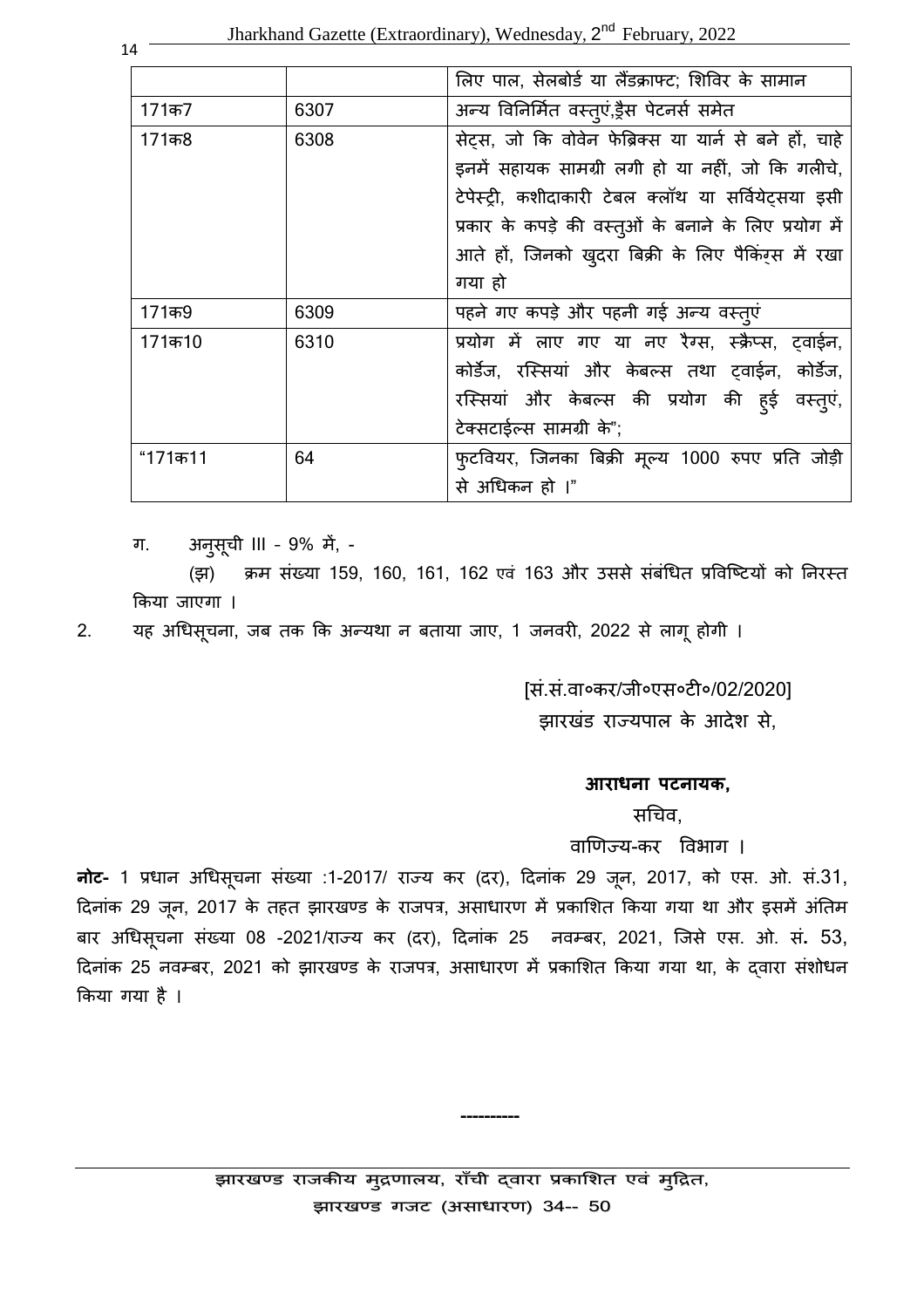| | | |
|---|---|---|
| | | लिए पाल, सेलबोर्ड या लैंडक्राफ्ट; शिविर के सामान |
| 171क7 | 6307 | अन्य विनिर्मित वस्तुएं,ड्रैस पेटनर्स समेत |
| 171क8 | 6308 | सेट्स, जो कि वोवेन फेब्रिक्स या यार्न से बने हों, चाहे इनमें सहायक सामग्री लगी हो या नहीं, जो कि गलीचे, टेपेस्ट्री, कशीदाकारी टेबल क्लॉथ या सर्वियेट्सया इसी प्रकार के कपड़े की वस्तुओं के बनाने के लिए प्रयोग में आते हों, जिनको खुदरा बिक्री के लिए पैकिंग्स में रखा गया हो |
| 171क9 | 6309 | पहने गए कपड़े और पहनी गई अन्य वस्तुएं |
| 171क10 | 6310 | प्रयोग में लाए गए या नए रैग्स, स्क्रैप्स, ट्वाईन, कोर्डेज, रस्सियां और केबल्स तथा ट्वाईन, कोर्डेज, रस्सियां और केबल्स की प्रयोग की हुई वस्तुएं, टेक्सटाईल्स सामग्री के"; |
| "171क11 | 64 | फुटवियर, जिनका बिक्री मूल्य 1000 रुपए प्रति जोड़ी से अधिकन हो ।" |

ग. अनुसूची III - 9% में, -

(झ) क्रम संख्या 159, 160, 161, 162 एवं 163 और उससे संबंधित प्रविष्टियों को निरस्त किया जाएगा ।

2. यह अधिसूचना, जब तक कि अन्यथा न बताया जाए, 1 जनवरी, 2022 से लागू होगी ।

[सं.सं.वा०कर/जी०एस०टी०/02/2020]

झारखंड राज्यपाल के आदेश से,

**आराधना पटनायक,**

सचिव,

वाणिज्य-कर विभाग ।

**नोट-** 1 प्रधान अधिसूचना संख्या :1-2017/ राज्य कर (दर), दिनांक 29 जून, 2017, को एस. ओ. सं.31, दिनांक 29 जून, 2017 के तहत झारखण्ड के राजपत्र, असाधारण में प्रकाशित किया गया था और इसमें अंतिम बार अधिसूचना संख्या 08 -2021/राज्य कर (दर), दिनांक 25 नवम्बर, 2021, जिसे एस. ओ. सं. 53, दिनांक 25 नवम्बर, 2021 को झारखण्ड के राजपत्र, असाधारण में प्रकाशित किया गया था, के द्वारा संशोधन किया गया है ।

----------

झारखण्ड राजकीय मुद्रणालय, राँची द्वारा प्रकाशित एवं मुद्रित,

झारखण्ड गजट (असाधारण) 34-- 50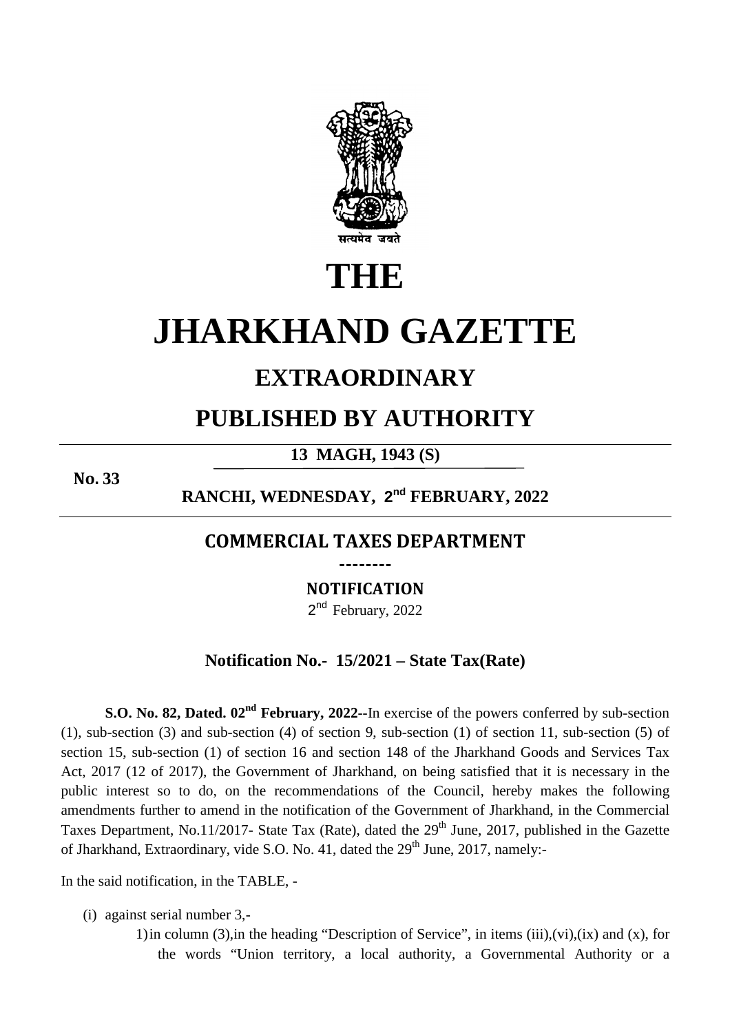सत्यमेव जयते

# THE

# JHARKHAND GAZETTE

## EXTRAORDINARY

## PUBLISHED BY AUTHORITY

**13 MAGH, 1943 (S)**

**No. 33**

**RANCHI, WEDNESDAY, 2nd FEBRUARY, 2022**

### COMMERCIAL TAXES DEPARTMENT

--------

**NOTIFICATION**

2nd February, 2022

**Notification No.- 15/2021 – State Tax(Rate)**

**S.O. No. 82, Dated. 02nd February, 2022**--In exercise of the powers conferred by sub-section (1), sub-section (3) and sub-section (4) of section 9, sub-section (1) of section 11, sub-section (5) of section 15, sub-section (1) of section 16 and section 148 of the Jharkhand Goods and Services Tax Act, 2017 (12 of 2017), the Government of Jharkhand, on being satisfied that it is necessary in the public interest so to do, on the recommendations of the Council, hereby makes the following amendments further to amend in the notification of the Government of Jharkhand, in the Commercial Taxes Department, No.11/2017- State Tax (Rate), dated the 29th June, 2017, published in the Gazette of Jharkhand, Extraordinary, vide S.O. No. 41, dated the 29th June, 2017, namely:-

In the said notification, in the TABLE, -

(i) against serial number 3,-

1) in column (3), in the heading "Description of Service", in items (iii),(vi),(ix) and (x), for the words "Union territory, a local authority, a Governmental Authority or a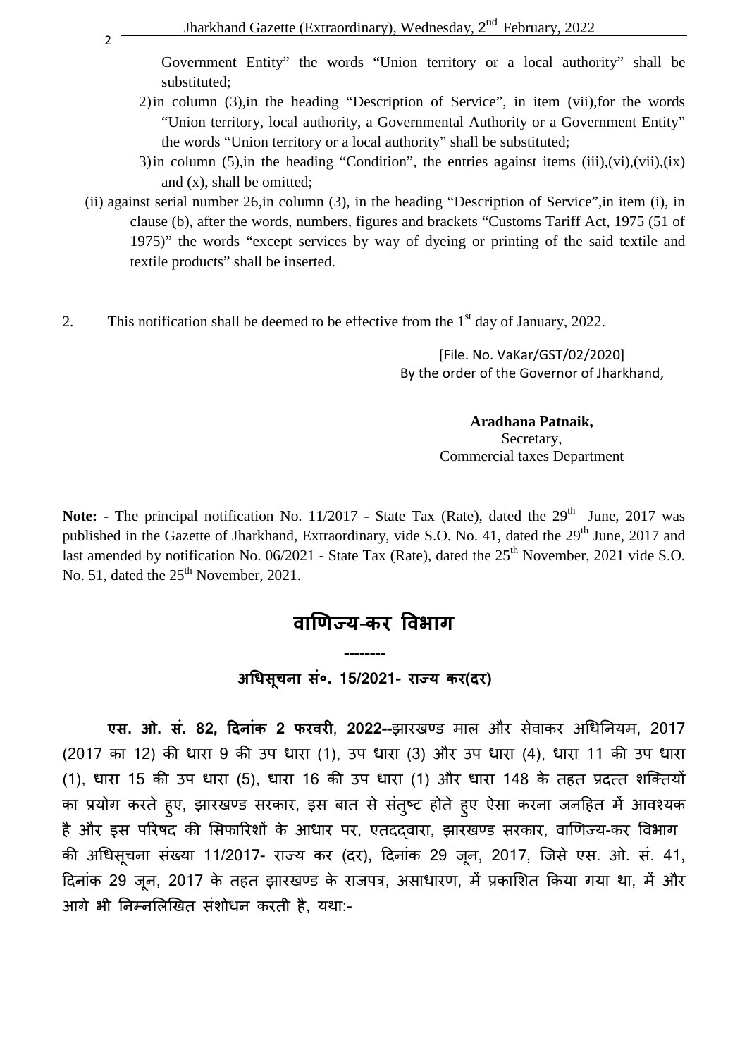Government Entity" the words "Union territory or a local authority" shall be substituted;

2) in column (3), in the heading "Description of Service", in item (vii), for the words "Union territory, local authority, a Governmental Authority or a Government Entity" the words "Union territory or a local authority" shall be substituted;

3) in column (5), in the heading "Condition", the entries against items (iii), (vi), (vii), (ix) and (x), shall be omitted;

(ii) against serial number 26, in column (3), in the heading "Description of Service", in item (i), in clause (b), after the words, numbers, figures and brackets "Customs Tariff Act, 1975 (51 of 1975)" the words "except services by way of dyeing or printing of the said textile and textile products" shall be inserted.

2. This notification shall be deemed to be effective from the 1st day of January, 2022.

[File. No. VaKar/GST/02/2020]
By the order of the Governor of Jharkhand,

**Aradhana Patnaik,**
Secretary,
Commercial taxes Department

**Note:** - The principal notification No. 11/2017 - State Tax (Rate), dated the 29th June, 2017 was published in the Gazette of Jharkhand, Extraordinary, vide S.O. No. 41, dated the 29th June, 2017 and last amended by notification No. 06/2021 - State Tax (Rate), dated the 25th November, 2021 vide S.O. No. 51, dated the 25th November, 2021.

# वाणिज्य-कर विभाग

--------

## अधिसूचना सं॰. 15/2021- राज्य कर(दर)

**एस. ओ. सं. 82, दिनांक 2 फरवरी, 2022--**झारखण्ड माल और सेवाकर अधिनियम, 2017 (2017 का 12) की धारा 9 की उप धारा (1), उप धारा (3) और उप धारा (4), धारा 11 की उप धारा (1), धारा 15 की उप धारा (5), धारा 16 की उप धारा (1) और धारा 148 के तहत प्रदत्त शक्तियों का प्रयोग करते हुए, झारखण्ड सरकार, इस बात से संतुष्ट होते हुए ऐसा करना जनहित में आवश्यक है और इस परिषद की सिफारिशों के आधार पर, एतदद्वारा, झारखण्ड सरकार, वाणिज्य-कर विभाग की अधिसूचना संख्या 11/2017- राज्य कर (दर), दिनांक 29 जून, 2017, जिसे एस. ओ. सं. 41, दिनांक 29 जून, 2017 के तहत झारखण्ड के राजपत्र, असाधारण, में प्रकाशित किया गया था, में और आगे भी निम्नलिखित संशोधन करती है, यथा:-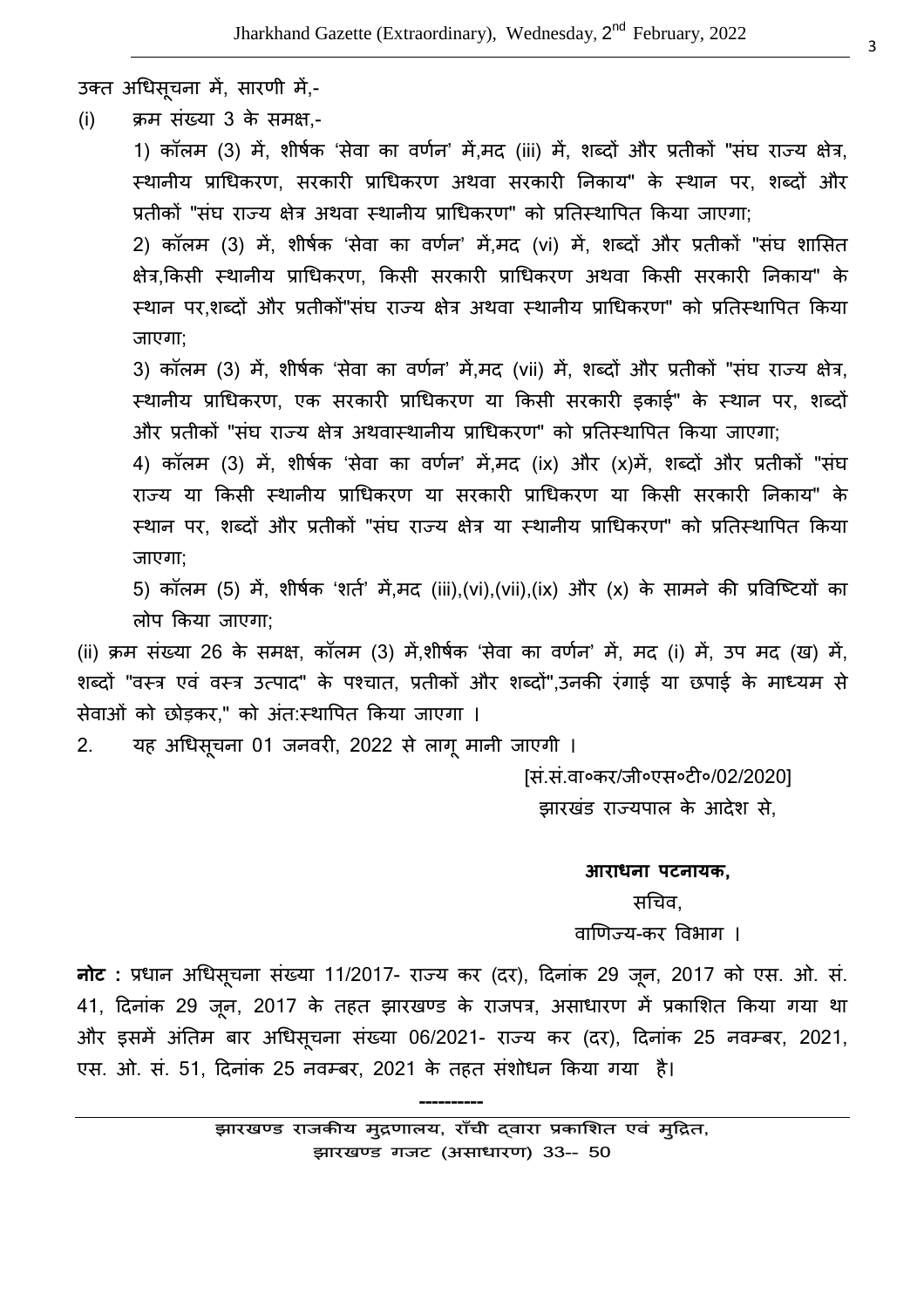उक्त अधिसूचना में, सारणी में,-

(i) क्रम संख्या 3 के समक्ष,-

1) कॉलम (3) में, शीर्षक 'सेवा का वर्णन' में,मद (iii) में, शब्दों और प्रतीकों "संघ राज्य क्षेत्र, स्थानीय प्राधिकरण, सरकारी प्राधिकरण अथवा सरकारी निकाय" के स्थान पर, शब्दों और प्रतीकों "संघ राज्य क्षेत्र अथवा स्थानीय प्राधिकरण" को प्रतिस्थापित किया जाएगा;

2) कॉलम (3) में, शीर्षक 'सेवा का वर्णन' में,मद (vi) में, शब्दों और प्रतीकों "संघ शासित क्षेत्र,किसी स्थानीय प्राधिकरण, किसी सरकारी प्राधिकरण अथवा किसी सरकारी निकाय" के स्थान पर,शब्दों और प्रतीकों"संघ राज्य क्षेत्र अथवा स्थानीय प्राधिकरण" को प्रतिस्थापित किया जाएगा;

3) कॉलम (3) में, शीर्षक 'सेवा का वर्णन' में,मद (vii) में, शब्दों और प्रतीकों "संघ राज्य क्षेत्र, स्थानीय प्राधिकरण, एक सरकारी प्राधिकरण या किसी सरकारी इकाई" के स्थान पर, शब्दों और प्रतीकों "संघ राज्य क्षेत्र अथवास्थानीय प्राधिकरण" को प्रतिस्थापित किया जाएगा;

4) कॉलम (3) में, शीर्षक 'सेवा का वर्णन' में,मद (ix) और (x)में, शब्दों और प्रतीकों "संघ राज्य या किसी स्थानीय प्राधिकरण या सरकारी प्राधिकरण या किसी सरकारी निकाय" के स्थान पर, शब्दों और प्रतीकों "संघ राज्य क्षेत्र या स्थानीय प्राधिकरण" को प्रतिस्थापित किया जाएगा;

5) कॉलम (5) में, शीर्षक 'शर्त' में,मद (iii),(vi),(vii),(ix) और (x) के सामने की प्रविष्टियों का लोप किया जाएगा;

(ii) क्रम संख्या 26 के समक्ष, कॉलम (3) में,शीर्षक 'सेवा का वर्णन' में, मद (i) में, उप मद (ख) में, शब्दों "वस्त्र एवं वस्त्र उत्पाद" के पश्चात, प्रतीकों और शब्दों",उनकी रंगाई या छपाई के माध्यम से सेवाओं को छोड़कर," को अंत:स्थापित किया जाएगा ।

2. यह अधिसूचना 01 जनवरी, 2022 से लागू मानी जाएगी ।

[सं.सं.वा०कर/जी०एस०टी०/02/2020]

झारखंड राज्यपाल के आदेश से,

**आराधना पटनायक,**

सचिव,

वाणिज्य-कर विभाग ।

**नोट :** प्रधान अधिसूचना संख्या 11/2017- राज्य कर (दर), दिनांक 29 जून, 2017 को एस. ओ. सं. 41, दिनांक 29 जून, 2017 के तहत झारखण्ड के राजपत्र, असाधारण में प्रकाशित किया गया था और इसमें अंतिम बार अधिसूचना संख्या 06/2021- राज्य कर (दर), दिनांक 25 नवम्बर, 2021, एस. ओ. सं. 51, दिनांक 25 नवम्बर, 2021 के तहत संशोधन किया गया है।

----------

झारखण्ड राजकीय मुद्रणालय, राँची द्वारा प्रकाशित एवं मुद्रित,
झारखण्ड गजट (असाधारण) 33-- 50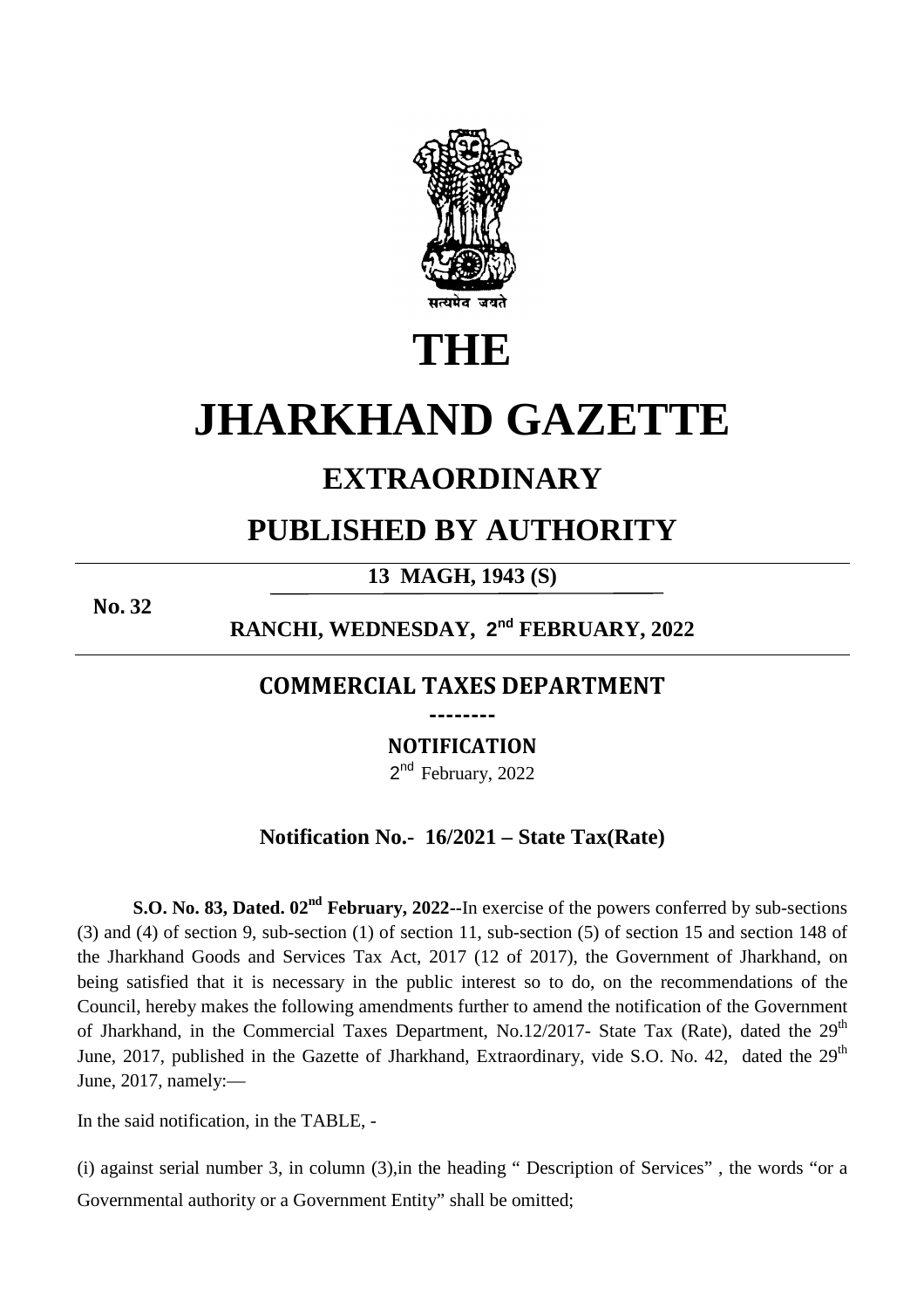# THE

# JHARKHAND GAZETTE

## EXTRAORDINARY

## PUBLISHED BY AUTHORITY

**13 MAGH, 1943 (S)**

**No. 32**

**RANCHI, WEDNESDAY, 2nd FEBRUARY, 2022**

## COMMERCIAL TAXES DEPARTMENT

**--------**

**NOTIFICATION**

2nd February, 2022

### Notification No.- 16/2021 – State Tax(Rate)

**S.O. No. 83, Dated. 02nd February, 2022**--In exercise of the powers conferred by sub-sections (3) and (4) of section 9, sub-section (1) of section 11, sub-section (5) of section 15 and section 148 of the Jharkhand Goods and Services Tax Act, 2017 (12 of 2017), the Government of Jharkhand, on being satisfied that it is necessary in the public interest so to do, on the recommendations of the Council, hereby makes the following amendments further to amend the notification of the Government of Jharkhand, in the Commercial Taxes Department, No.12/2017- State Tax (Rate), dated the 29th June, 2017, published in the Gazette of Jharkhand, Extraordinary, vide S.O. No. 42, dated the 29th June, 2017, namely:—

In the said notification, in the TABLE, -

(i) against serial number 3, in column (3),in the heading " Description of Services" , the words "or a Governmental authority or a Government Entity" shall be omitted;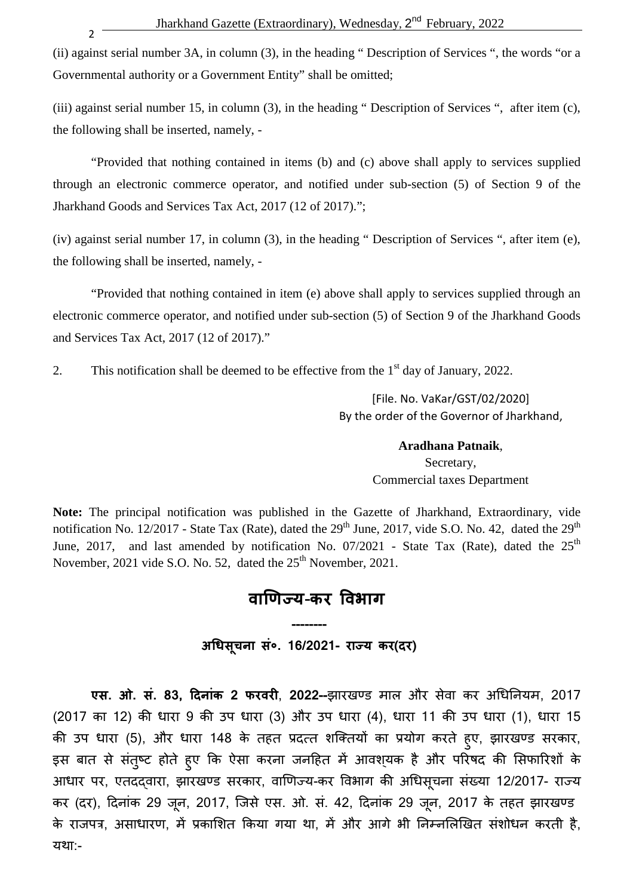(ii) against serial number 3A, in column (3), in the heading " Description of Services ", the words "or a Governmental authority or a Government Entity" shall be omitted;

(iii) against serial number 15, in column (3), in the heading " Description of Services ", after item (c), the following shall be inserted, namely, -

"Provided that nothing contained in items (b) and (c) above shall apply to services supplied through an electronic commerce operator, and notified under sub-section (5) of Section 9 of the Jharkhand Goods and Services Tax Act, 2017 (12 of 2017).";

(iv) against serial number 17, in column (3), in the heading " Description of Services ", after item (e), the following shall be inserted, namely, -

"Provided that nothing contained in item (e) above shall apply to services supplied through an electronic commerce operator, and notified under sub-section (5) of Section 9 of the Jharkhand Goods and Services Tax Act, 2017 (12 of 2017)."

2. This notification shall be deemed to be effective from the 1st day of January, 2022.

[File. No. VaKar/GST/02/2020]
By the order of the Governor of Jharkhand,

**Aradhana Patnaik**,
Secretary,
Commercial taxes Department

**Note:** The principal notification was published in the Gazette of Jharkhand, Extraordinary, vide notification No. 12/2017 - State Tax (Rate), dated the 29th June, 2017, vide S.O. No. 42, dated the 29th June, 2017, and last amended by notification No. 07/2021 - State Tax (Rate), dated the 25th November, 2021 vide S.O. No. 52, dated the 25th November, 2021.

## वाणिज्य-कर विभाग

--------

### अधिसूचना सं॰. 16/2021- राज्य कर(दर)

**एस. ओ. सं. 83, दिनांक 2 फरवरी, 2022--**झारखण्ड माल और सेवा कर अधिनियम, 2017 (2017 का 12) की धारा 9 की उप धारा (3) और उप धारा (4), धारा 11 की उप धारा (1), धारा 15 की उप धारा (5), और धारा 148 के तहत प्रदत्त शक्तियों का प्रयोग करते हुए, झारखण्ड सरकार, इस बात से संतुष्ट होते हुए कि ऐसा करना जनहित में आवश्यक है और परिषद की सिफारिशों के आधार पर, एतदद्वारा, झारखण्ड सरकार, वाणिज्य-कर विभाग की अधिसूचना संख्या 12/2017- राज्य कर (दर), दिनांक 29 जून, 2017, जिसे एस. ओ. सं. 42, दिनांक 29 जून, 2017 के तहत झारखण्ड के राजपत्र, असाधारण, में प्रकाशित किया गया था, में और आगे भी निम्नलिखित संशोधन करती है, यथा:-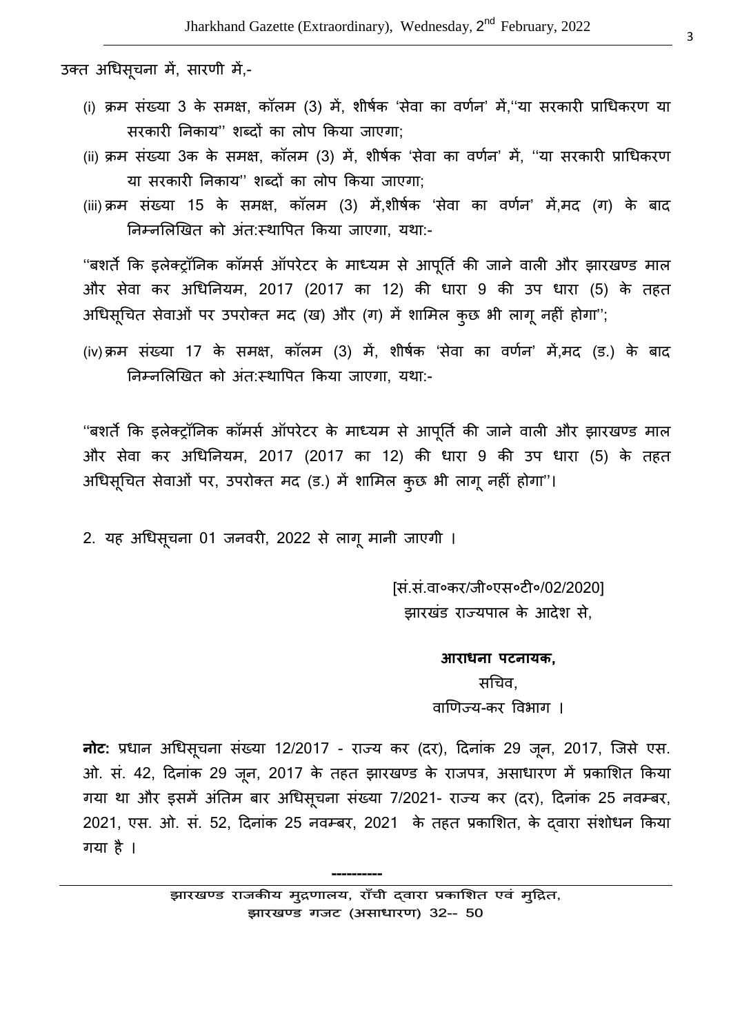उक्त अधिसूचना में, सारणी में,-

(i) क्रम संख्या 3 के समक्ष, कॉलम (3) में, शीर्षक 'सेवा का वर्णन' में,"या सरकारी प्राधिकरण या सरकारी निकाय" शब्दों का लोप किया जाएगा;

(ii) क्रम संख्या 3क के समक्ष, कॉलम (3) में, शीर्षक 'सेवा का वर्णन' में, "या सरकारी प्राधिकरण या सरकारी निकाय" शब्दों का लोप किया जाएगा;

(iii) क्रम संख्या 15 के समक्ष, कॉलम (3) में,शीर्षक 'सेवा का वर्णन' में,मद (ग) के बाद निम्नलिखित को अंत:स्थापित किया जाएगा, यथा:-

"बशर्ते कि इलेक्ट्रॉनिक कॉमर्स ऑपरेटर के माध्यम से आपूर्ति की जाने वाली और झारखण्ड माल और सेवा कर अधिनियम, 2017 (2017 का 12) की धारा 9 की उप धारा (5) के तहत अधिसूचित सेवाओं पर उपरोक्त मद (ख) और (ग) में शामिल कुछ भी लागू नहीं होगा";

(iv) क्रम संख्या 17 के समक्ष, कॉलम (3) में, शीर्षक 'सेवा का वर्णन' में,मद (ड.) के बाद निम्नलिखित को अंत:स्थापित किया जाएगा, यथा:-

"बशर्ते कि इलेक्ट्रॉनिक कॉमर्स ऑपरेटर के माध्यम से आपूर्ति की जाने वाली और झारखण्ड माल और सेवा कर अधिनियम, 2017 (2017 का 12) की धारा 9 की उप धारा (5) के तहत अधिसूचित सेवाओं पर, उपरोक्त मद (ड.) में शामिल कुछ भी लागू नहीं होगा"।

2. यह अधिसूचना 01 जनवरी, 2022 से लागू मानी जाएगी ।

[सं.सं.वा०कर/जी०एस०टी०/02/2020]
झारखंड राज्यपाल के आदेश से,

**आराधना पटनायक,**
सचिव,
वाणिज्य-कर विभाग ।

**नोट:** प्रधान अधिसूचना संख्या 12/2017 - राज्य कर (दर), दिनांक 29 जून, 2017, जिसे एस. ओ. सं. 42, दिनांक 29 जून, 2017 के तहत झारखण्ड के राजपत्र, असाधारण में प्रकाशित किया गया था और इसमें अंतिम बार अधिसूचना संख्या 7/2021- राज्य कर (दर), दिनांक 25 नवम्बर, 2021, एस. ओ. सं. 52, दिनांक 25 नवम्बर, 2021 के तहत प्रकाशित, के द्वारा संशोधन किया गया है ।

----------

झारखण्ड राजकीय मुद्रणालय, राँची द्वारा प्रकाशित एवं मुद्रित,
झारखण्ड गजट (असाधारण) 32-- 50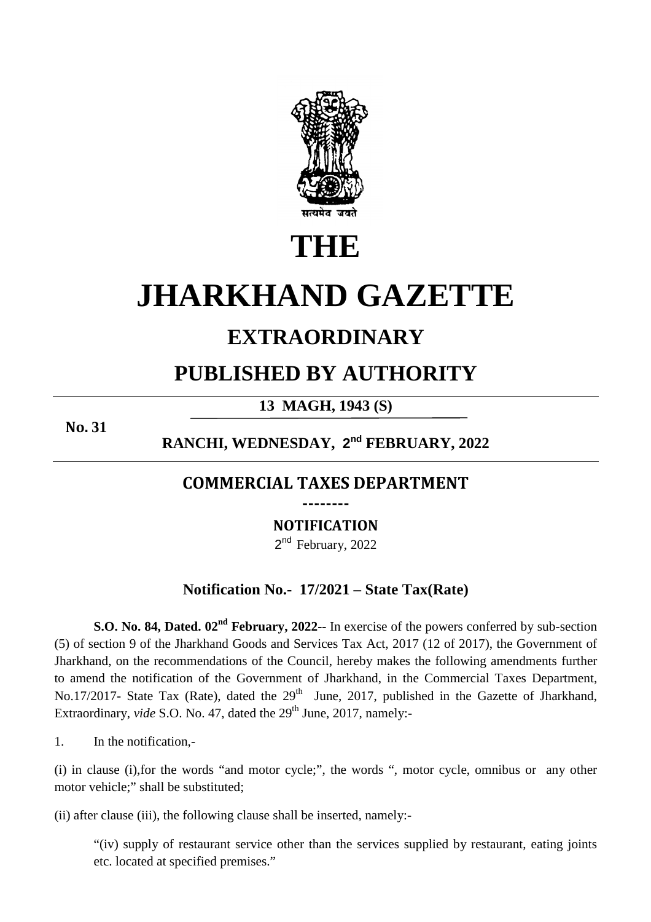सत्यमेव जयते

# THE

# JHARKHAND GAZETTE

## EXTRAORDINARY

## PUBLISHED BY AUTHORITY

**13 MAGH, 1943 (S)**

**No. 31**

**RANCHI, WEDNESDAY, 2nd FEBRUARY, 2022**

### COMMERCIAL TAXES DEPARTMENT

--------

**NOTIFICATION**

2nd February, 2022

### Notification No.- 17/2021 – State Tax(Rate)

**S.O. No. 84, Dated. 02nd February, 2022--** In exercise of the powers conferred by sub-section (5) of section 9 of the Jharkhand Goods and Services Tax Act, 2017 (12 of 2017), the Government of Jharkhand, on the recommendations of the Council, hereby makes the following amendments further to amend the notification of the Government of Jharkhand, in the Commercial Taxes Department, No.17/2017- State Tax (Rate), dated the 29th June, 2017, published in the Gazette of Jharkhand, Extraordinary, *vide* S.O. No. 47, dated the 29th June, 2017, namely:-

1. In the notification,-

(i) in clause (i),for the words "and motor cycle;", the words ", motor cycle, omnibus or any other motor vehicle;" shall be substituted;

(ii) after clause (iii), the following clause shall be inserted, namely:-

"(iv) supply of restaurant service other than the services supplied by restaurant, eating joints etc. located at specified premises."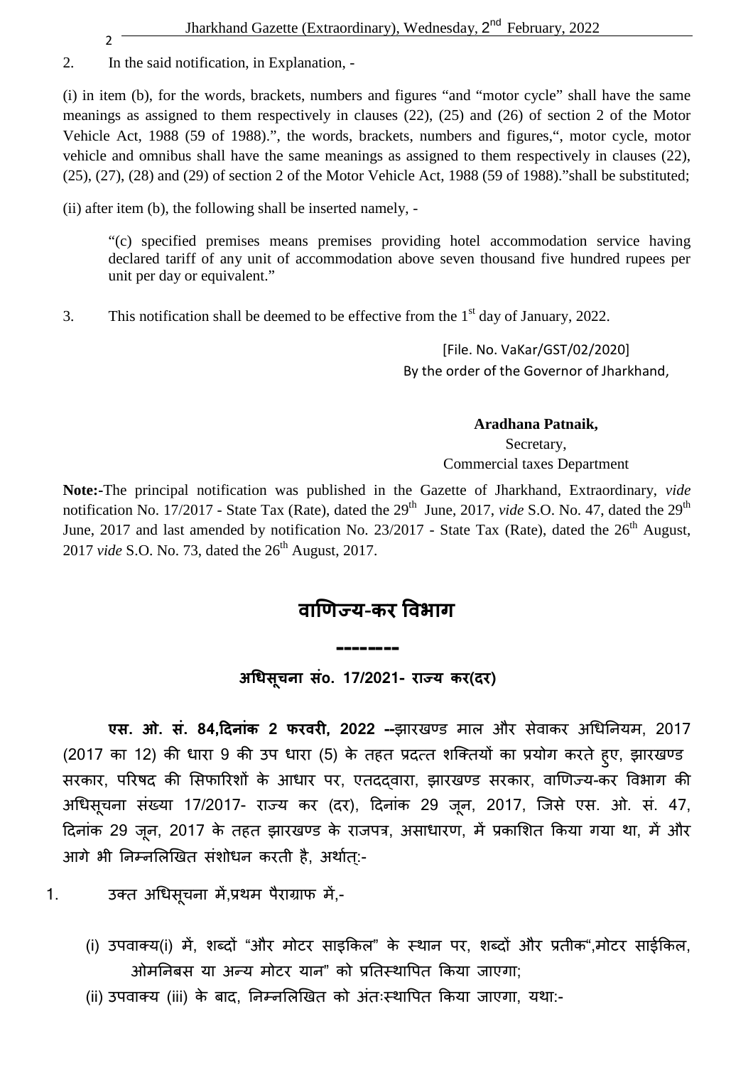2. In the said notification, in Explanation, -

(i) in item (b), for the words, brackets, numbers and figures "and "motor cycle" shall have the same meanings as assigned to them respectively in clauses (22), (25) and (26) of section 2 of the Motor Vehicle Act, 1988 (59 of 1988).", the words, brackets, numbers and figures,", motor cycle, motor vehicle and omnibus shall have the same meanings as assigned to them respectively in clauses (22), (25), (27), (28) and (29) of section 2 of the Motor Vehicle Act, 1988 (59 of 1988)."shall be substituted;

(ii) after item (b), the following shall be inserted namely, -

> "(c) specified premises means premises providing hotel accommodation service having declared tariff of any unit of accommodation above seven thousand five hundred rupees per unit per day or equivalent."

3. This notification shall be deemed to be effective from the 1st day of January, 2022.

[File. No. VaKar/GST/02/2020]
By the order of the Governor of Jharkhand,

**Aradhana Patnaik,**
Secretary,
Commercial taxes Department

**Note:-**The principal notification was published in the Gazette of Jharkhand, Extraordinary, *vide* notification No. 17/2017 - State Tax (Rate), dated the 29th June, 2017, *vide* S.O. No. 47, dated the 29th June, 2017 and last amended by notification No. 23/2017 - State Tax (Rate), dated the 26th August, 2017 *vide* S.O. No. 73, dated the 26th August, 2017.

# वाणिज्य-कर विभाग

--------

### अधिसूचना सं0. 17/2021- राज्य कर(दर)

**एस. ओ. सं. 84,दिनांक 2 फरवरी, 2022 --**झारखण्ड माल और सेवाकर अधिनियम, 2017 (2017 का 12) की धारा 9 की उप धारा (5) के तहत प्रदत्त शक्तियों का प्रयोग करते हुए, झारखण्ड सरकार, परिषद की सिफारिशों के आधार पर, एतदद्वारा, झारखण्ड सरकार, वाणिज्य-कर विभाग की अधिसूचना संख्या 17/2017- राज्य कर (दर), दिनांक 29 जून, 2017, जिसे एस. ओ. सं. 47, दिनांक 29 जून, 2017 के तहत झारखण्ड के राजपत्र, असाधारण, में प्रकाशित किया गया था, में और आगे भी निम्नलिखित संशोधन करती है, अर्थात्:-

1. उक्त अधिसूचना में,प्रथम पैराग्राफ में,-

    (i) उपवाक्य(i) में, शब्दों "और मोटर साइकिल" के स्थान पर, शब्दों और प्रतीक",मोटर साईकिल, ओमनिबस या अन्य मोटर यान" को प्रतिस्थापित किया जाएगा;

    (ii) उपवाक्य (iii) के बाद, निम्नलिखित को अंतःस्थापित किया जाएगा, यथा:-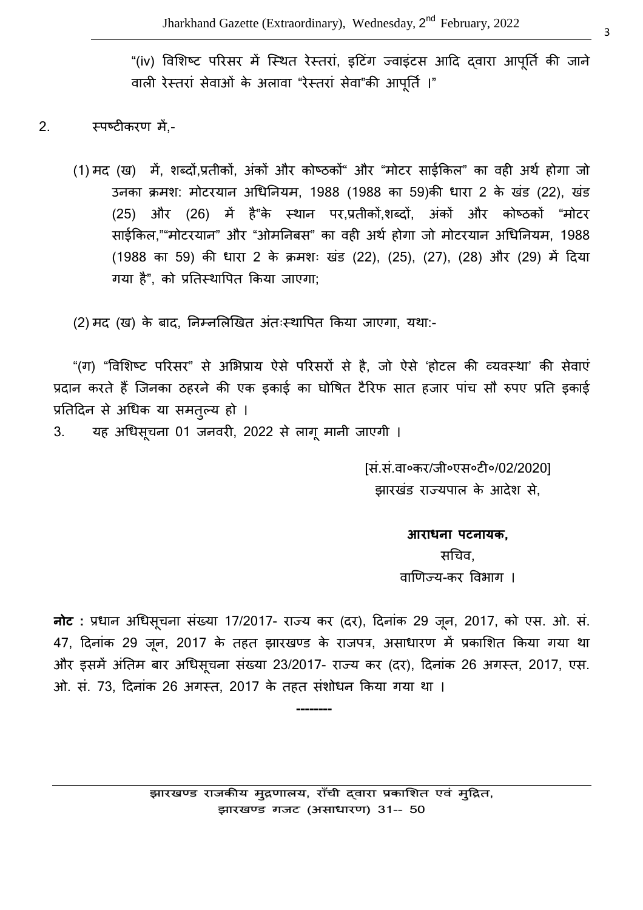"(iv) विशिष्ट परिसर में स्थित रेस्तरां, इटिंग ज्वाइंटस आदि द्वारा आपूर्ति की जाने वाली रेस्तरां सेवाओं के अलावा "रेस्तरां सेवा"की आपूर्ति ।"

2. स्पष्टीकरण में,-

(1) मद (ख) में, शब्दों,प्रतीकों, अंकों और कोष्ठकों" और "मोटर साईकिल" का वही अर्थ होगा जो उनका क्रमश: मोटरयान अधिनियम, 1988 (1988 का 59)की धारा 2 के खंड (22), खंड (25) और (26) में है"के स्थान पर,प्रतीकों,शब्दों, अंकों और कोष्ठकों "मोटर साईकिल,""मोटरयान" और "ओमनिबस" का वही अर्थ होगा जो मोटरयान अधिनियम, 1988 (1988 का 59) की धारा 2 के क्रमशः खंड (22), (25), (27), (28) और (29) में दिया गया है", को प्रतिस्थापित किया जाएगा;

(2) मद (ख) के बाद, निम्नलिखित अंतःस्थापित किया जाएगा, यथा:-

"(ग) "विशिष्ट परिसर" से अभिप्राय ऐसे परिसरों से है, जो ऐसे 'होटल की व्यवस्था' की सेवाएं प्रदान करते हैं जिनका ठहरने की एक इकाई का घोषित टैरिफ सात हजार पांच सौ रुपए प्रति इकाई प्रतिदिन से अधिक या समतुल्य हो ।

3. यह अधिसूचना 01 जनवरी, 2022 से लागू मानी जाएगी ।

[सं.सं.वा०कर/जी०एस०टी०/02/2020]
झारखंड राज्यपाल के आदेश से,

**आराधना पटनायक,**
सचिव,
वाणिज्य-कर विभाग ।

**नोट :** प्रधान अधिसूचना संख्या 17/2017- राज्य कर (दर), दिनांक 29 जून, 2017, को एस. ओ. सं. 47, दिनांक 29 जून, 2017 के तहत झारखण्ड के राजपत्र, असाधारण में प्रकाशित किया गया था और इसमें अंतिम बार अधिसूचना संख्या 23/2017- राज्य कर (दर), दिनांक 26 अगस्त, 2017, एस. ओ. सं. 73, दिनांक 26 अगस्त, 2017 के तहत संशोधन किया गया था ।

--------

झारखण्ड राजकीय मुद्रणालय, राँची द्वारा प्रकाशित एवं मुद्रित,
झारखण्ड गजट (असाधारण) 31-- 50